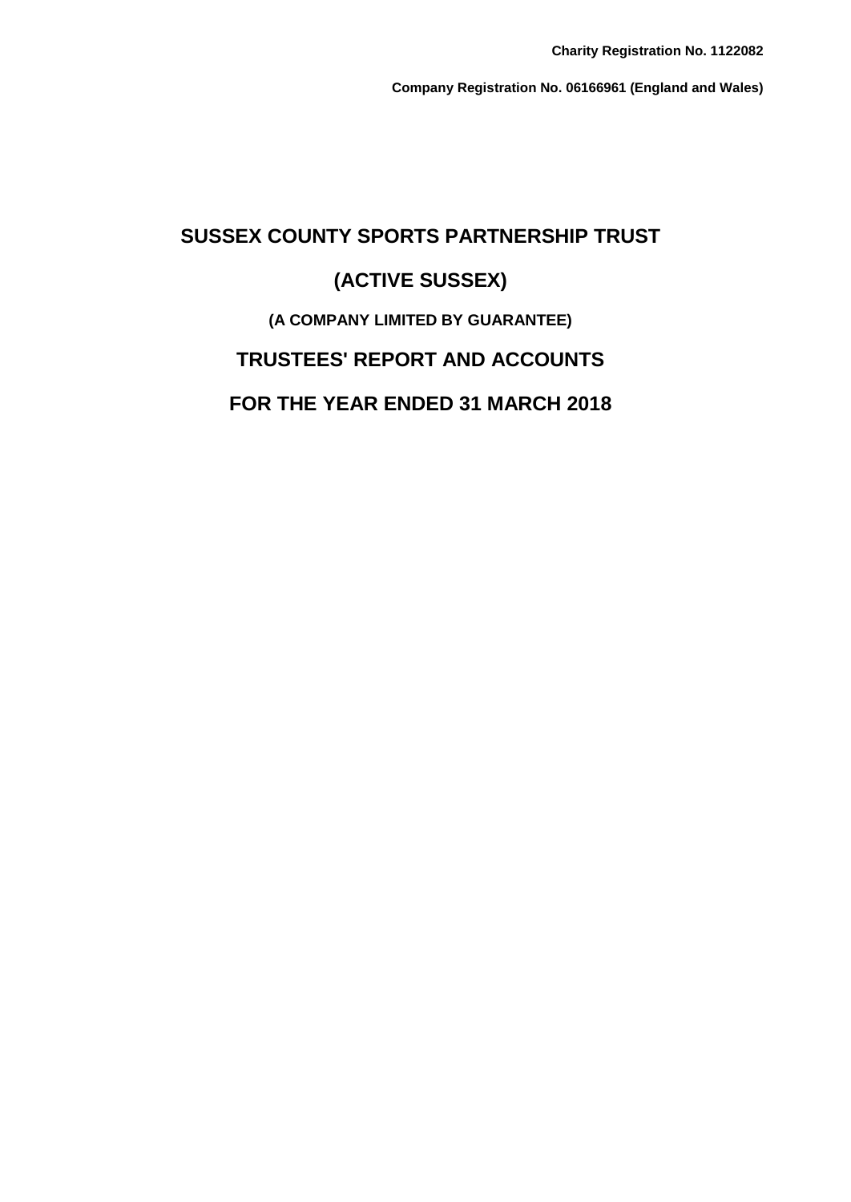**Charity Registration No. 1122082**

**Company Registration No. 06166961 (England and Wales)**

# SUSSEX COUNTY SPORTS PARTNERSHIP TRUST

# (ACTIVE SUSSEX)

### (A COMPANY LIMITED BY GUARANTEE)

## TRUSTEES' REPORT AND ACCOUNTS

## FOR THE YEAR ENDED 31 MARCH 2018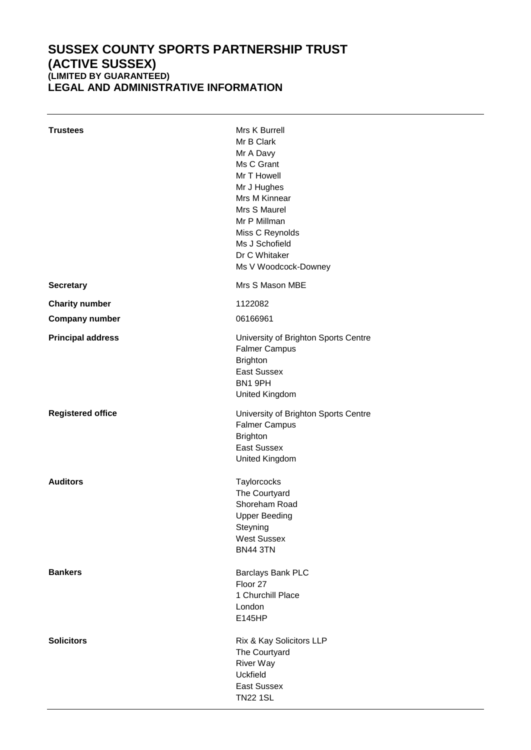# SUSSEX COUNTY SPORTS PARTNERSHIP TRUST (ACTIVE SUSSEX)

### (LIMITED BY GUARANTEED)

## LEGAL AND ADMINISTRATIVE INFORMATION

| | |
|---|---|
| **Trustees** | Mrs K Burrell<br>Mr B Clark<br>Mr A Davy<br>Ms C Grant<br>Mr T Howell<br>Mr J Hughes<br>Mrs M Kinnear<br>Mrs S Maurel<br>Mr P Millman<br>Miss C Reynolds<br>Ms J Schofield<br>Dr C Whitaker<br>Ms V Woodcock-Downey |
| **Secretary** | Mrs S Mason MBE |
| **Charity number** | 1122082 |
| **Company number** | 06166961 |
| **Principal address** | University of Brighton Sports Centre<br>Falmer Campus<br>Brighton<br>East Sussex<br>BN1 9PH<br>United Kingdom |
| **Registered office** | University of Brighton Sports Centre<br>Falmer Campus<br>Brighton<br>East Sussex<br>United Kingdom |
| **Auditors** | Taylorcocks<br>The Courtyard<br>Shoreham Road<br>Upper Beeding<br>Steyning<br>West Sussex<br>BN44 3TN |
| **Bankers** | Barclays Bank PLC<br>Floor 27<br>1 Churchill Place<br>London<br>E145HP |
| **Solicitors** | Rix & Kay Solicitors LLP<br>The Courtyard<br>River Way<br>Uckfield<br>East Sussex<br>TN22 1SL |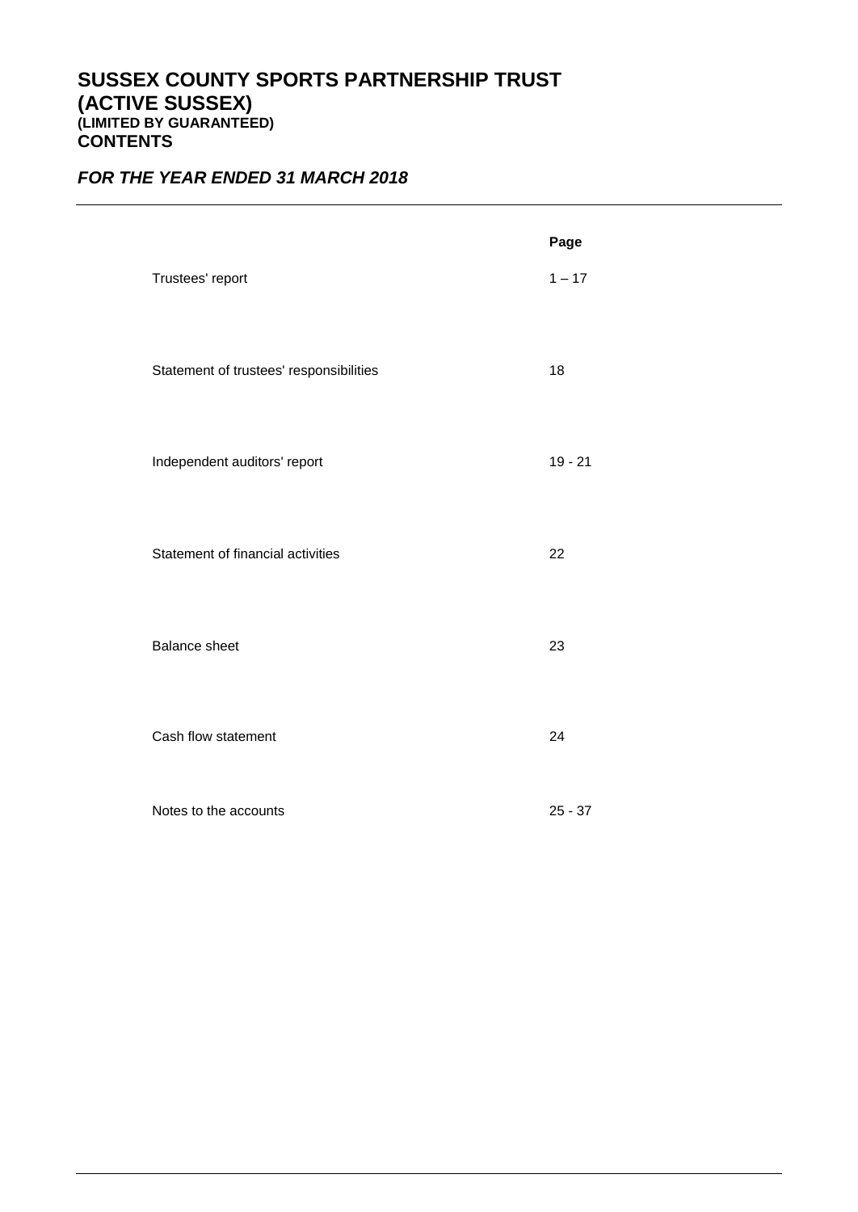# SUSSEX COUNTY SPORTS PARTNERSHIP TRUST (ACTIVE SUSSEX)
### (LIMITED BY GUARANTEED)
## CONTENTS

***FOR THE YEAR ENDED 31 MARCH 2018***

| | Page |
|---|---|
| Trustees' report | 1 – 17 |
| Statement of trustees' responsibilities | 18 |
| Independent auditors' report | 19 - 21 |
| Statement of financial activities | 22 |
| Balance sheet | 23 |
| Cash flow statement | 24 |
| Notes to the accounts | 25 - 37 |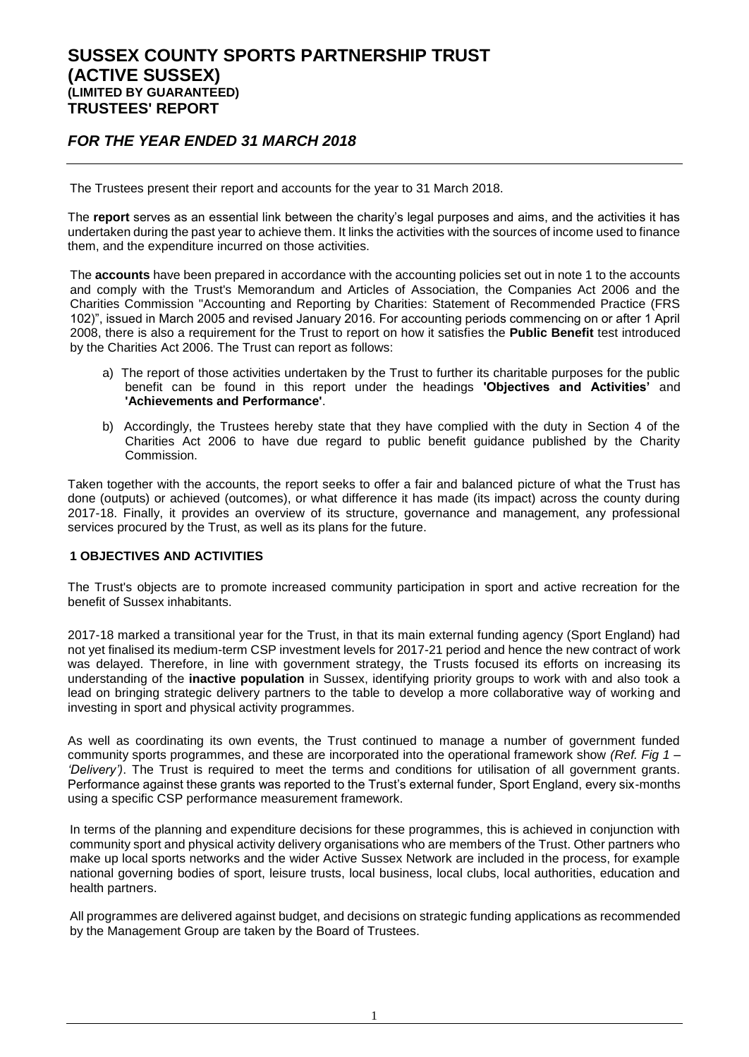# SUSSEX COUNTY SPORTS PARTNERSHIP TRUST (ACTIVE SUSSEX)

### (LIMITED BY GUARANTEED)

## TRUSTEES' REPORT

## *FOR THE YEAR ENDED 31 MARCH 2018*

The Trustees present their report and accounts for the year to 31 March 2018.

The **report** serves as an essential link between the charity's legal purposes and aims, and the activities it has undertaken during the past year to achieve them. It links the activities with the sources of income used to finance them, and the expenditure incurred on those activities.

The **accounts** have been prepared in accordance with the accounting policies set out in note 1 to the accounts and comply with the Trust's Memorandum and Articles of Association, the Companies Act 2006 and the Charities Commission "Accounting and Reporting by Charities: Statement of Recommended Practice (FRS 102)", issued in March 2005 and revised January 2016. For accounting periods commencing on or after 1 April 2008, there is also a requirement for the Trust to report on how it satisfies the **Public Benefit** test introduced by the Charities Act 2006. The Trust can report as follows:

a) The report of those activities undertaken by the Trust to further its charitable purposes for the public benefit can be found in this report under the headings **'Objectives and Activities'** and **'Achievements and Performance'**.

b) Accordingly, the Trustees hereby state that they have complied with the duty in Section 4 of the Charities Act 2006 to have due regard to public benefit guidance published by the Charity Commission.

Taken together with the accounts, the report seeks to offer a fair and balanced picture of what the Trust has done (outputs) or achieved (outcomes), or what difference it has made (its impact) across the county during 2017-18. Finally, it provides an overview of its structure, governance and management, any professional services procured by the Trust, as well as its plans for the future.

### 1 OBJECTIVES AND ACTIVITIES

The Trust's objects are to promote increased community participation in sport and active recreation for the benefit of Sussex inhabitants.

2017-18 marked a transitional year for the Trust, in that its main external funding agency (Sport England) had not yet finalised its medium-term CSP investment levels for 2017-21 period and hence the new contract of work was delayed. Therefore, in line with government strategy, the Trusts focused its efforts on increasing its understanding of the **inactive population** in Sussex, identifying priority groups to work with and also took a lead on bringing strategic delivery partners to the table to develop a more collaborative way of working and investing in sport and physical activity programmes.

As well as coordinating its own events, the Trust continued to manage a number of government funded community sports programmes, and these are incorporated into the operational framework show *(Ref. Fig 1 – 'Delivery')*. The Trust is required to meet the terms and conditions for utilisation of all government grants. Performance against these grants was reported to the Trust's external funder, Sport England, every six-months using a specific CSP performance measurement framework.

In terms of the planning and expenditure decisions for these programmes, this is achieved in conjunction with community sport and physical activity delivery organisations who are members of the Trust. Other partners who make up local sports networks and the wider Active Sussex Network are included in the process, for example national governing bodies of sport, leisure trusts, local business, local clubs, local authorities, education and health partners.

All programmes are delivered against budget, and decisions on strategic funding applications as recommended by the Management Group are taken by the Board of Trustees.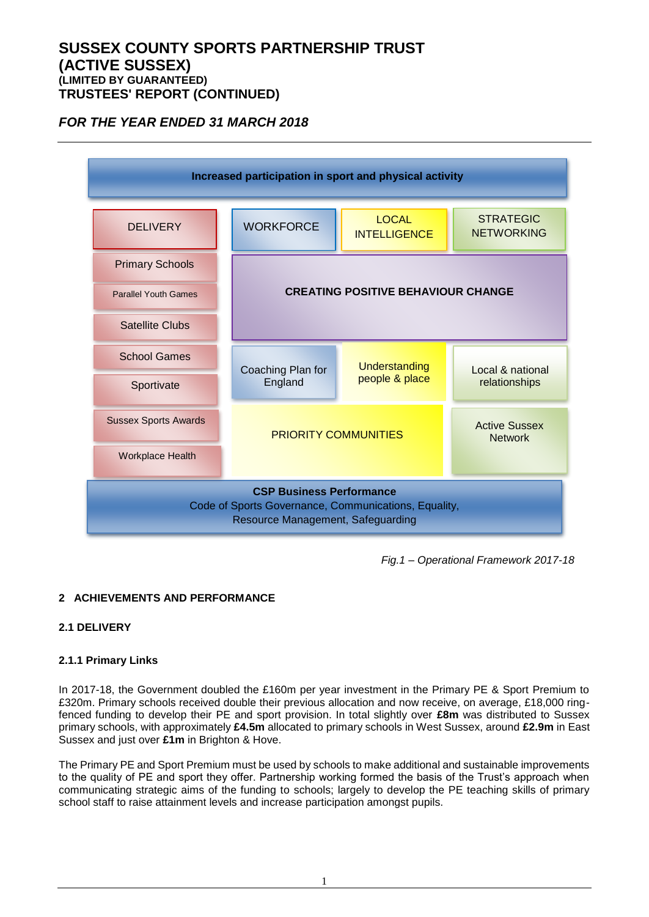**Increased participation in sport and physical activity**

| DELIVERY | WORKFORCE | LOCAL INTELLIGENCE | STRATEGIC NETWORKING |
|---|---|---|---|
| Primary Schools | **CREATING POSITIVE BEHAVIOUR CHANGE** | | |
| Parallel Youth Games | | | |
| Satellite Clubs | | | |
| School Games | Coaching Plan for England | Understanding people & place | Local & national relationships |
| Sportivate | | | |
| Sussex Sports Awards | PRIORITY COMMUNITIES | | Active Sussex Network |
| Workplace Health | | | |

**CSP Business Performance**
Code of Sports Governance, Communications, Equality, Resource Management, Safeguarding

*Fig.1 – Operational Framework 2017-18*

## 2 ACHIEVEMENTS AND PERFORMANCE

### 2.1 DELIVERY

#### 2.1.1 Primary Links

In 2017-18, the Government doubled the £160m per year investment in the Primary PE & Sport Premium to £320m. Primary schools received double their previous allocation and now receive, on average, £18,000 ring-fenced funding to develop their PE and sport provision. In total slightly over **£8m** was distributed to Sussex primary schools, with approximately **£4.5m** allocated to primary schools in West Sussex, around **£2.9m** in East Sussex and just over **£1m** in Brighton & Hove.

The Primary PE and Sport Premium must be used by schools to make additional and sustainable improvements to the quality of PE and sport they offer. Partnership working formed the basis of the Trust's approach when communicating strategic aims of the funding to schools; largely to develop the PE teaching skills of primary school staff to raise attainment levels and increase participation amongst pupils.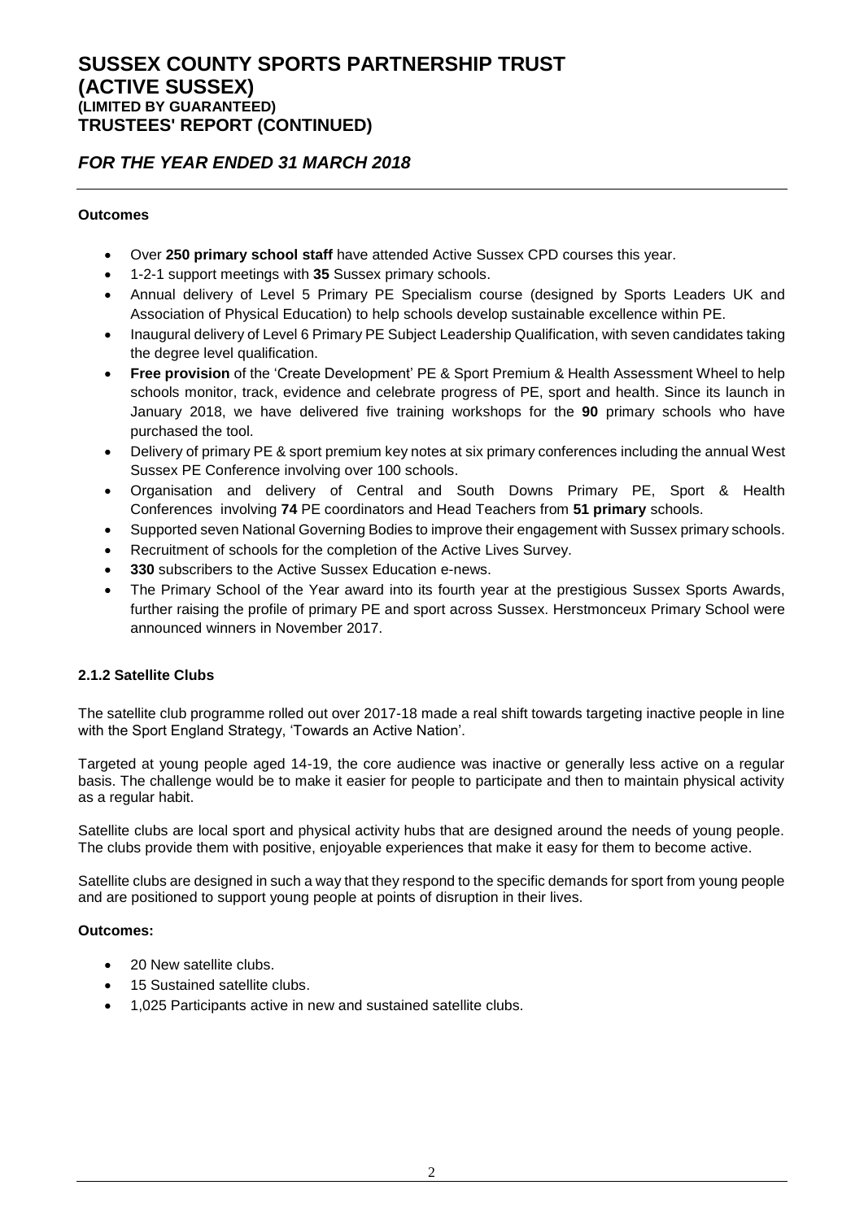#### Outcomes

- Over **250 primary school staff** have attended Active Sussex CPD courses this year.
- 1-2-1 support meetings with **35** Sussex primary schools.
- Annual delivery of Level 5 Primary PE Specialism course (designed by Sports Leaders UK and Association of Physical Education) to help schools develop sustainable excellence within PE.
- Inaugural delivery of Level 6 Primary PE Subject Leadership Qualification, with seven candidates taking the degree level qualification.
- **Free provision** of the 'Create Development' PE & Sport Premium & Health Assessment Wheel to help schools monitor, track, evidence and celebrate progress of PE, sport and health. Since its launch in January 2018, we have delivered five training workshops for the **90** primary schools who have purchased the tool.
- Delivery of primary PE & sport premium key notes at six primary conferences including the annual West Sussex PE Conference involving over 100 schools.
- Organisation and delivery of Central and South Downs Primary PE, Sport & Health Conferences involving **74** PE coordinators and Head Teachers from **51 primary** schools.
- Supported seven National Governing Bodies to improve their engagement with Sussex primary schools.
- Recruitment of schools for the completion of the Active Lives Survey.
- **330** subscribers to the Active Sussex Education e-news.
- The Primary School of the Year award into its fourth year at the prestigious Sussex Sports Awards, further raising the profile of primary PE and sport across Sussex. Herstmonceux Primary School were announced winners in November 2017.

#### 2.1.2 Satellite Clubs

The satellite club programme rolled out over 2017-18 made a real shift towards targeting inactive people in line with the Sport England Strategy, 'Towards an Active Nation'.

Targeted at young people aged 14-19, the core audience was inactive or generally less active on a regular basis. The challenge would be to make it easier for people to participate and then to maintain physical activity as a regular habit.

Satellite clubs are local sport and physical activity hubs that are designed around the needs of young people. The clubs provide them with positive, enjoyable experiences that make it easy for them to become active.

Satellite clubs are designed in such a way that they respond to the specific demands for sport from young people and are positioned to support young people at points of disruption in their lives.

#### Outcomes:

- 20 New satellite clubs.
- 15 Sustained satellite clubs.
- 1,025 Participants active in new and sustained satellite clubs.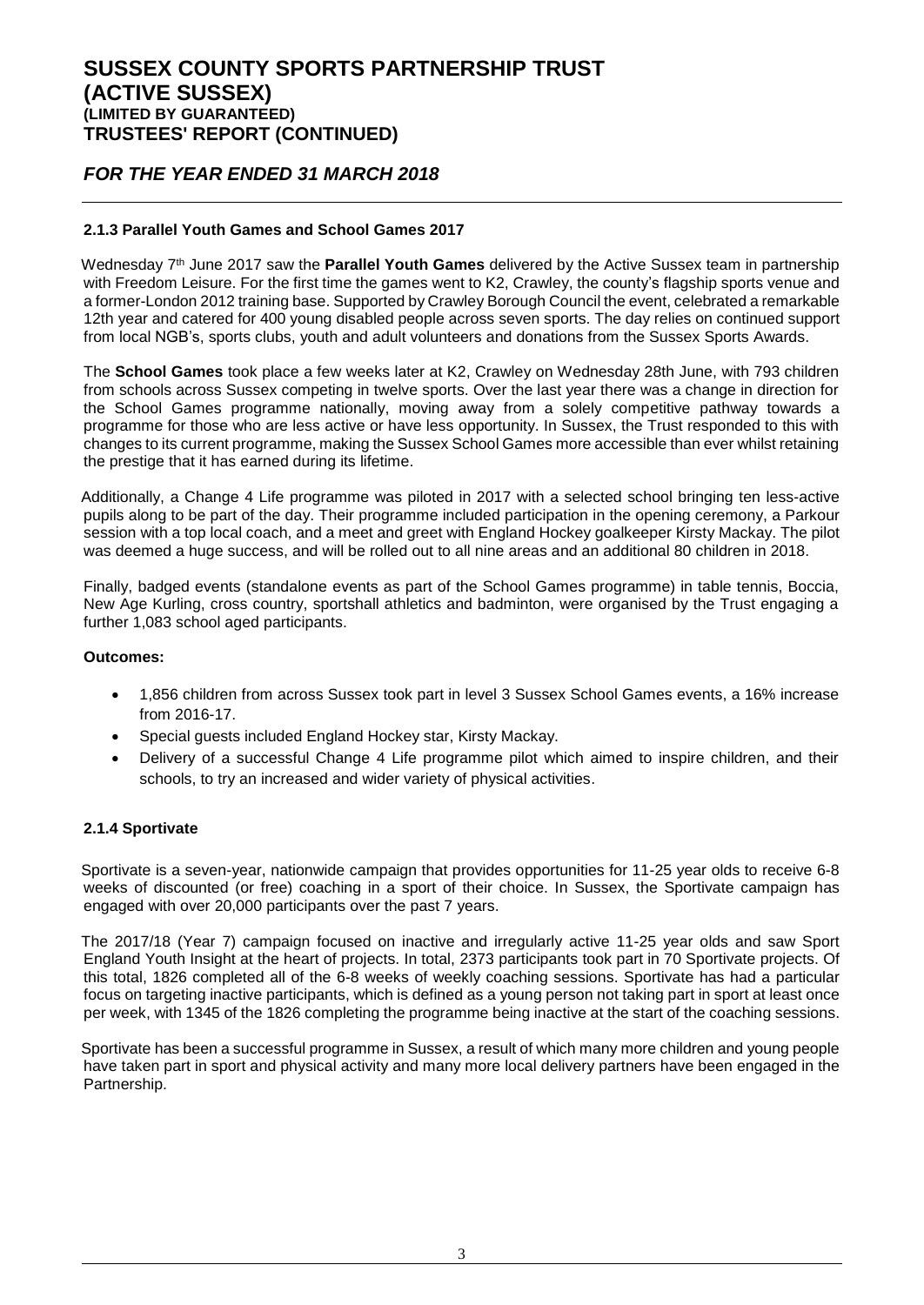### 2.1.3 Parallel Youth Games and School Games 2017

Wednesday 7th June 2017 saw the **Parallel Youth Games** delivered by the Active Sussex team in partnership with Freedom Leisure. For the first time the games went to K2, Crawley, the county's flagship sports venue and a former-London 2012 training base. Supported by Crawley Borough Council the event, celebrated a remarkable 12th year and catered for 400 young disabled people across seven sports. The day relies on continued support from local NGB's, sports clubs, youth and adult volunteers and donations from the Sussex Sports Awards.

The **School Games** took place a few weeks later at K2, Crawley on Wednesday 28th June, with 793 children from schools across Sussex competing in twelve sports. Over the last year there was a change in direction for the School Games programme nationally, moving away from a solely competitive pathway towards a programme for those who are less active or have less opportunity. In Sussex, the Trust responded to this with changes to its current programme, making the Sussex School Games more accessible than ever whilst retaining the prestige that it has earned during its lifetime.

Additionally, a Change 4 Life programme was piloted in 2017 with a selected school bringing ten less-active pupils along to be part of the day. Their programme included participation in the opening ceremony, a Parkour session with a top local coach, and a meet and greet with England Hockey goalkeeper Kirsty Mackay. The pilot was deemed a huge success, and will be rolled out to all nine areas and an additional 80 children in 2018.

Finally, badged events (standalone events as part of the School Games programme) in table tennis, Boccia, New Age Kurling, cross country, sportshall athletics and badminton, were organised by the Trust engaging a further 1,083 school aged participants.

**Outcomes:**

- 1,856 children from across Sussex took part in level 3 Sussex School Games events, a 16% increase from 2016-17.
- Special guests included England Hockey star, Kirsty Mackay.
- Delivery of a successful Change 4 Life programme pilot which aimed to inspire children, and their schools, to try an increased and wider variety of physical activities.

### 2.1.4 Sportivate

Sportivate is a seven-year, nationwide campaign that provides opportunities for 11-25 year olds to receive 6-8 weeks of discounted (or free) coaching in a sport of their choice. In Sussex, the Sportivate campaign has engaged with over 20,000 participants over the past 7 years.

The 2017/18 (Year 7) campaign focused on inactive and irregularly active 11-25 year olds and saw Sport England Youth Insight at the heart of projects. In total, 2373 participants took part in 70 Sportivate projects. Of this total, 1826 completed all of the 6-8 weeks of weekly coaching sessions. Sportivate has had a particular focus on targeting inactive participants, which is defined as a young person not taking part in sport at least once per week, with 1345 of the 1826 completing the programme being inactive at the start of the coaching sessions.

Sportivate has been a successful programme in Sussex, a result of which many more children and young people have taken part in sport and physical activity and many more local delivery partners have been engaged in the Partnership.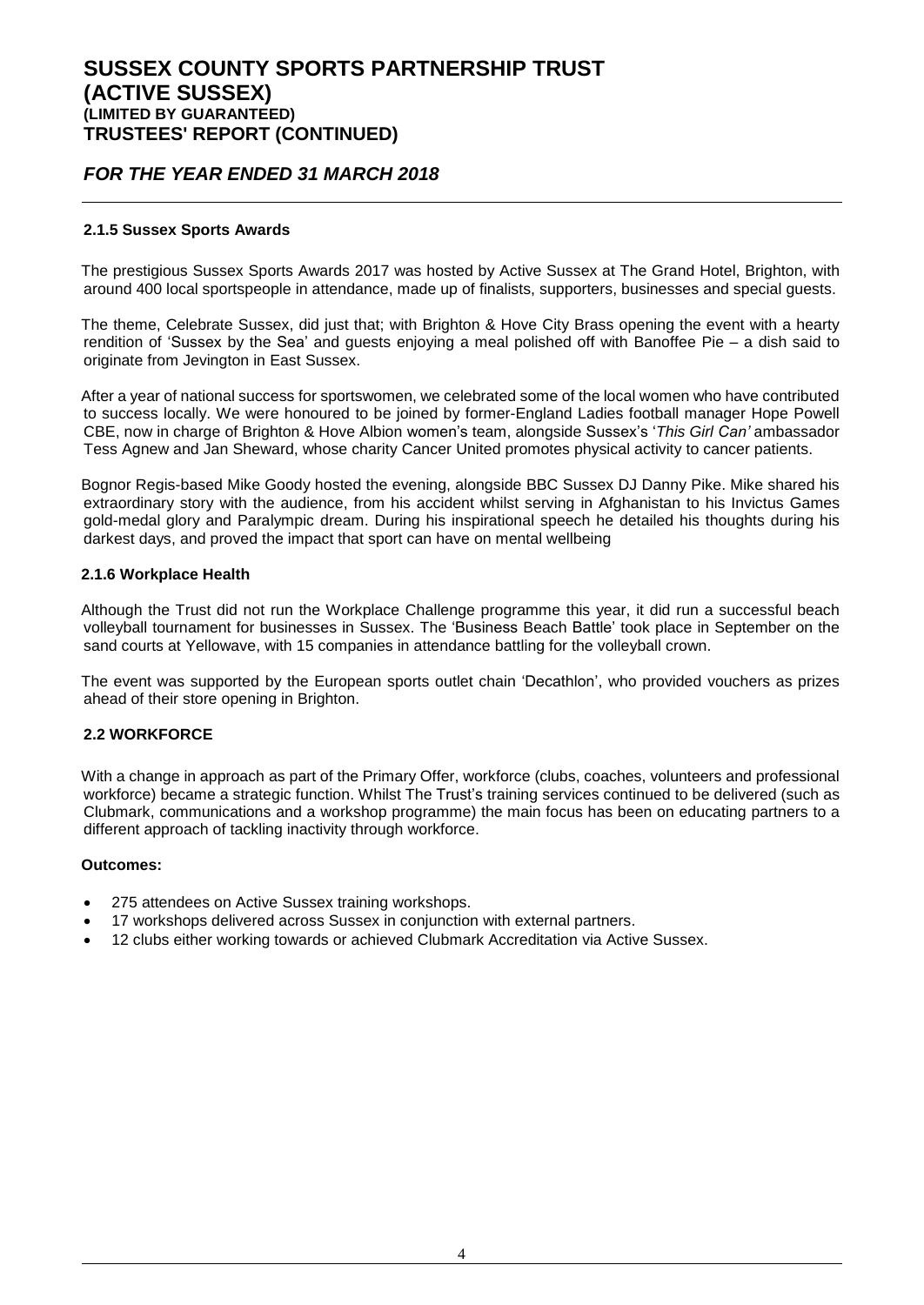#### 2.1.5 Sussex Sports Awards

The prestigious Sussex Sports Awards 2017 was hosted by Active Sussex at The Grand Hotel, Brighton, with around 400 local sportspeople in attendance, made up of finalists, supporters, businesses and special guests.

The theme, Celebrate Sussex, did just that; with Brighton & Hove City Brass opening the event with a hearty rendition of 'Sussex by the Sea' and guests enjoying a meal polished off with Banoffee Pie – a dish said to originate from Jevington in East Sussex.

After a year of national success for sportswomen, we celebrated some of the local women who have contributed to success locally. We were honoured to be joined by former-England Ladies football manager Hope Powell CBE, now in charge of Brighton & Hove Albion women's team, alongside Sussex's '*This Girl Can'* ambassador Tess Agnew and Jan Sheward, whose charity Cancer United promotes physical activity to cancer patients.

Bognor Regis-based Mike Goody hosted the evening, alongside BBC Sussex DJ Danny Pike. Mike shared his extraordinary story with the audience, from his accident whilst serving in Afghanistan to his Invictus Games gold-medal glory and Paralympic dream. During his inspirational speech he detailed his thoughts during his darkest days, and proved the impact that sport can have on mental wellbeing

#### 2.1.6 Workplace Health

Although the Trust did not run the Workplace Challenge programme this year, it did run a successful beach volleyball tournament for businesses in Sussex. The 'Business Beach Battle' took place in September on the sand courts at Yellowave, with 15 companies in attendance battling for the volleyball crown.

The event was supported by the European sports outlet chain 'Decathlon', who provided vouchers as prizes ahead of their store opening in Brighton.

### 2.2 WORKFORCE

With a change in approach as part of the Primary Offer, workforce (clubs, coaches, volunteers and professional workforce) became a strategic function. Whilst The Trust's training services continued to be delivered (such as Clubmark, communications and a workshop programme) the main focus has been on educating partners to a different approach of tackling inactivity through workforce.

**Outcomes:**

- 275 attendees on Active Sussex training workshops.
- 17 workshops delivered across Sussex in conjunction with external partners.
- 12 clubs either working towards or achieved Clubmark Accreditation via Active Sussex.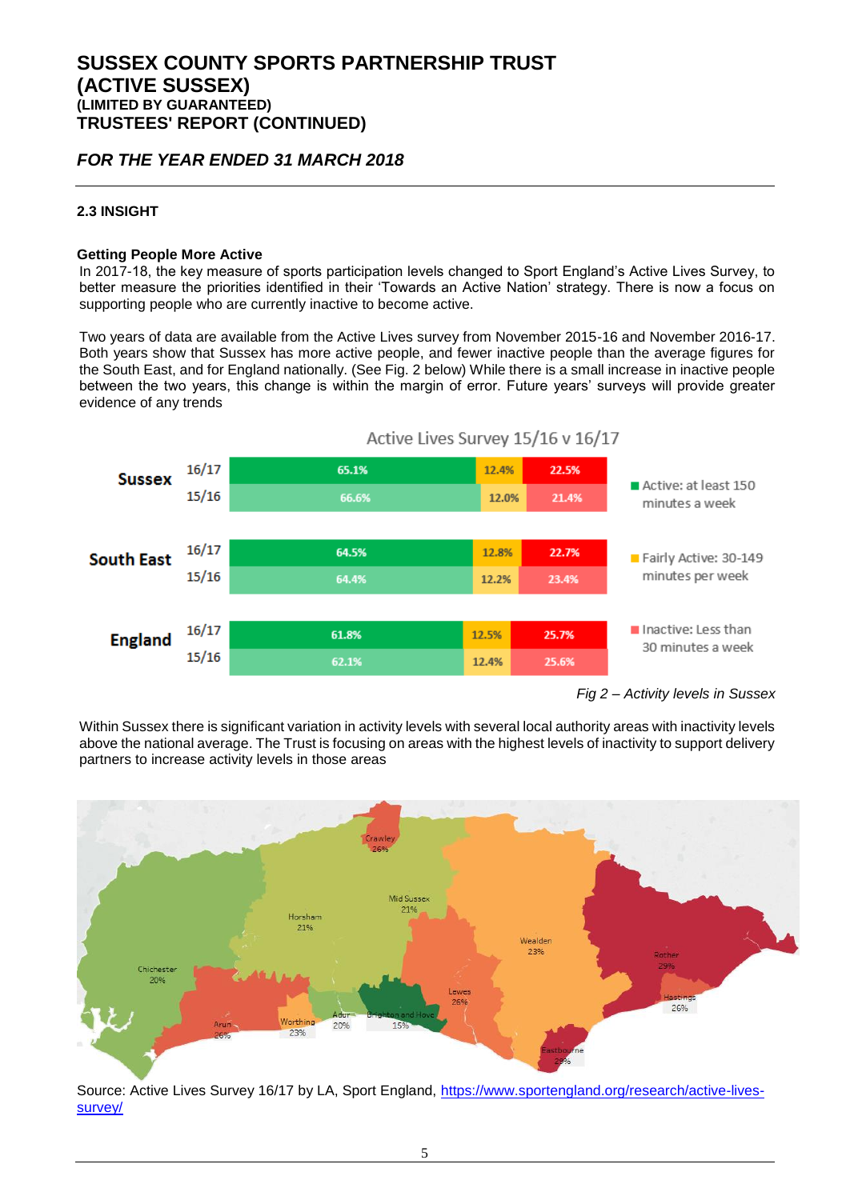## 2.3 INSIGHT

### Getting People More Active

In 2017-18, the key measure of sports participation levels changed to Sport England's Active Lives Survey, to better measure the priorities identified in their 'Towards an Active Nation' strategy. There is now a focus on supporting people who are currently inactive to become active.

Two years of data are available from the Active Lives survey from November 2015-16 and November 2016-17. Both years show that Sussex has more active people, and fewer inactive people than the average figures for the South East, and for England nationally. (See Fig. 2 below) While there is a small increase in inactive people between the two years, this change is within the margin of error. Future years' surveys will provide greater evidence of any trends

**Active Lives Survey 15/16 v 16/17**

| Area | Year | Active: at least 150 minutes a week | Fairly Active: 30-149 minutes per week | Inactive: Less than 30 minutes a week |
|---|---|---|---|---|
| Sussex | 16/17 | 65.1% | 12.4% | 22.5% |
| | 15/16 | 66.6% | 12.0% | 21.4% |
| South East | 16/17 | 64.5% | 12.8% | 22.7% |
| | 15/16 | 64.4% | 12.2% | 23.4% |
| England | 16/17 | 61.8% | 12.5% | 25.7% |
| | 15/16 | 62.1% | 12.4% | 25.6% |

*Fig 2 – Activity levels in Sussex*

Within Sussex there is significant variation in activity levels with several local authority areas with inactivity levels above the national average. The Trust is focusing on areas with the highest levels of inactivity to support delivery partners to increase activity levels in those areas

| Local Authority | Inactive |
|---|---|
| Crawley | 26% |
| Mid Sussex | 21% |
| Horsham | 21% |
| Wealden | 23% |
| Rother | 29% |
| Chichester | 20% |
| Lewes | 26% |
| Hastings | 26% |
| Arun | 26% |
| Worthing | 23% |
| Adur | 20% |
| Brighton and Hove | 15% |
| Eastbourne | 29% |

Source: Active Lives Survey 16/17 by LA, Sport England, https://www.sportengland.org/research/active-lives-survey/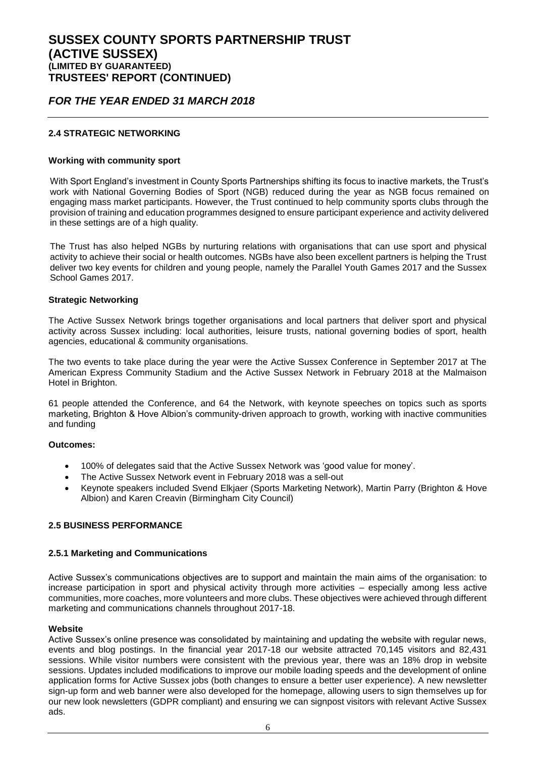## 2.4 STRATEGIC NETWORKING

### Working with community sport

With Sport England's investment in County Sports Partnerships shifting its focus to inactive markets, the Trust's work with National Governing Bodies of Sport (NGB) reduced during the year as NGB focus remained on engaging mass market participants. However, the Trust continued to help community sports clubs through the provision of training and education programmes designed to ensure participant experience and activity delivered in these settings are of a high quality.

The Trust has also helped NGBs by nurturing relations with organisations that can use sport and physical activity to achieve their social or health outcomes. NGBs have also been excellent partners is helping the Trust deliver two key events for children and young people, namely the Parallel Youth Games 2017 and the Sussex School Games 2017.

### Strategic Networking

The Active Sussex Network brings together organisations and local partners that deliver sport and physical activity across Sussex including: local authorities, leisure trusts, national governing bodies of sport, health agencies, educational & community organisations.

The two events to take place during the year were the Active Sussex Conference in September 2017 at The American Express Community Stadium and the Active Sussex Network in February 2018 at the Malmaison Hotel in Brighton.

61 people attended the Conference, and 64 the Network, with keynote speeches on topics such as sports marketing, Brighton & Hove Albion's community-driven approach to growth, working with inactive communities and funding

### Outcomes:

- 100% of delegates said that the Active Sussex Network was 'good value for money'.
- The Active Sussex Network event in February 2018 was a sell-out
- Keynote speakers included Svend Elkjaer (Sports Marketing Network), Martin Parry (Brighton & Hove Albion) and Karen Creavin (Birmingham City Council)

## 2.5 BUSINESS PERFORMANCE

### 2.5.1 Marketing and Communications

Active Sussex's communications objectives are to support and maintain the main aims of the organisation: to increase participation in sport and physical activity through more activities – especially among less active communities, more coaches, more volunteers and more clubs. These objectives were achieved through different marketing and communications channels throughout 2017-18.

### Website

Active Sussex's online presence was consolidated by maintaining and updating the website with regular news, events and blog postings. In the financial year 2017-18 our website attracted 70,145 visitors and 82,431 sessions. While visitor numbers were consistent with the previous year, there was an 18% drop in website sessions. Updates included modifications to improve our mobile loading speeds and the development of online application forms for Active Sussex jobs (both changes to ensure a better user experience). A new newsletter sign-up form and web banner were also developed for the homepage, allowing users to sign themselves up for our new look newsletters (GDPR compliant) and ensuring we can signpost visitors with relevant Active Sussex ads.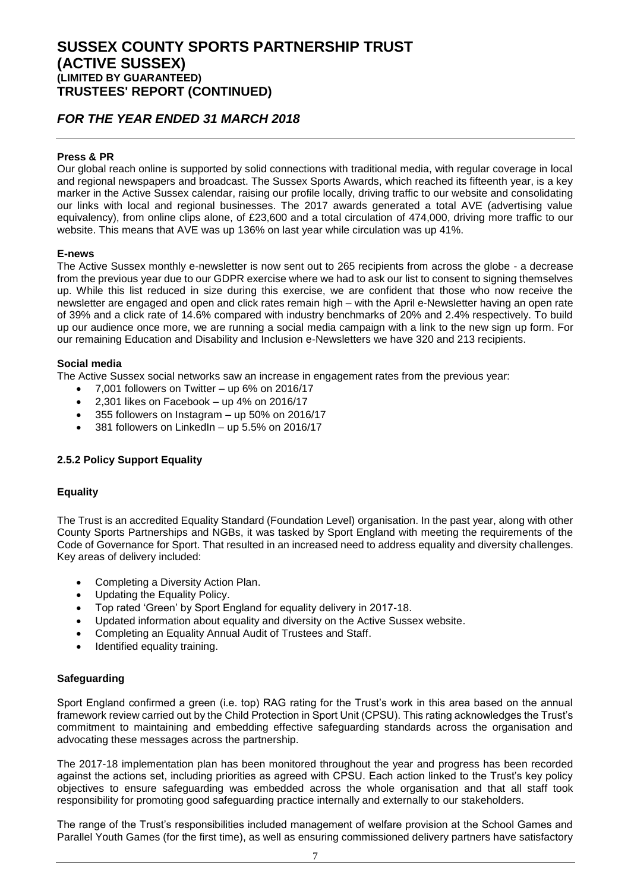**Press & PR**

Our global reach online is supported by solid connections with traditional media, with regular coverage in local and regional newspapers and broadcast. The Sussex Sports Awards, which reached its fifteenth year, is a key marker in the Active Sussex calendar, raising our profile locally, driving traffic to our website and consolidating our links with local and regional businesses. The 2017 awards generated a total AVE (advertising value equivalency), from online clips alone, of £23,600 and a total circulation of 474,000, driving more traffic to our website. This means that AVE was up 136% on last year while circulation was up 41%.

**E-news**

The Active Sussex monthly e-newsletter is now sent out to 265 recipients from across the globe - a decrease from the previous year due to our GDPR exercise where we had to ask our list to consent to signing themselves up. While this list reduced in size during this exercise, we are confident that those who now receive the newsletter are engaged and open and click rates remain high – with the April e-Newsletter having an open rate of 39% and a click rate of 14.6% compared with industry benchmarks of 20% and 2.4% respectively. To build up our audience once more, we are running a social media campaign with a link to the new sign up form. For our remaining Education and Disability and Inclusion e-Newsletters we have 320 and 213 recipients.

**Social media**

The Active Sussex social networks saw an increase in engagement rates from the previous year:

- 7,001 followers on Twitter – up 6% on 2016/17
- 2,301 likes on Facebook – up 4% on 2016/17
- 355 followers on Instagram – up 50% on 2016/17
- 381 followers on LinkedIn – up 5.5% on 2016/17

**2.5.2 Policy Support Equality**

**Equality**

The Trust is an accredited Equality Standard (Foundation Level) organisation. In the past year, along with other County Sports Partnerships and NGBs, it was tasked by Sport England with meeting the requirements of the Code of Governance for Sport. That resulted in an increased need to address equality and diversity challenges. Key areas of delivery included:

- Completing a Diversity Action Plan.
- Updating the Equality Policy.
- Top rated 'Green' by Sport England for equality delivery in 2017-18.
- Updated information about equality and diversity on the Active Sussex website.
- Completing an Equality Annual Audit of Trustees and Staff.
- Identified equality training.

**Safeguarding**

Sport England confirmed a green (i.e. top) RAG rating for the Trust's work in this area based on the annual framework review carried out by the Child Protection in Sport Unit (CPSU). This rating acknowledges the Trust's commitment to maintaining and embedding effective safeguarding standards across the organisation and advocating these messages across the partnership.

The 2017-18 implementation plan has been monitored throughout the year and progress has been recorded against the actions set, including priorities as agreed with CPSU. Each action linked to the Trust's key policy objectives to ensure safeguarding was embedded across the whole organisation and that all staff took responsibility for promoting good safeguarding practice internally and externally to our stakeholders.

The range of the Trust's responsibilities included management of welfare provision at the School Games and Parallel Youth Games (for the first time), as well as ensuring commissioned delivery partners have satisfactory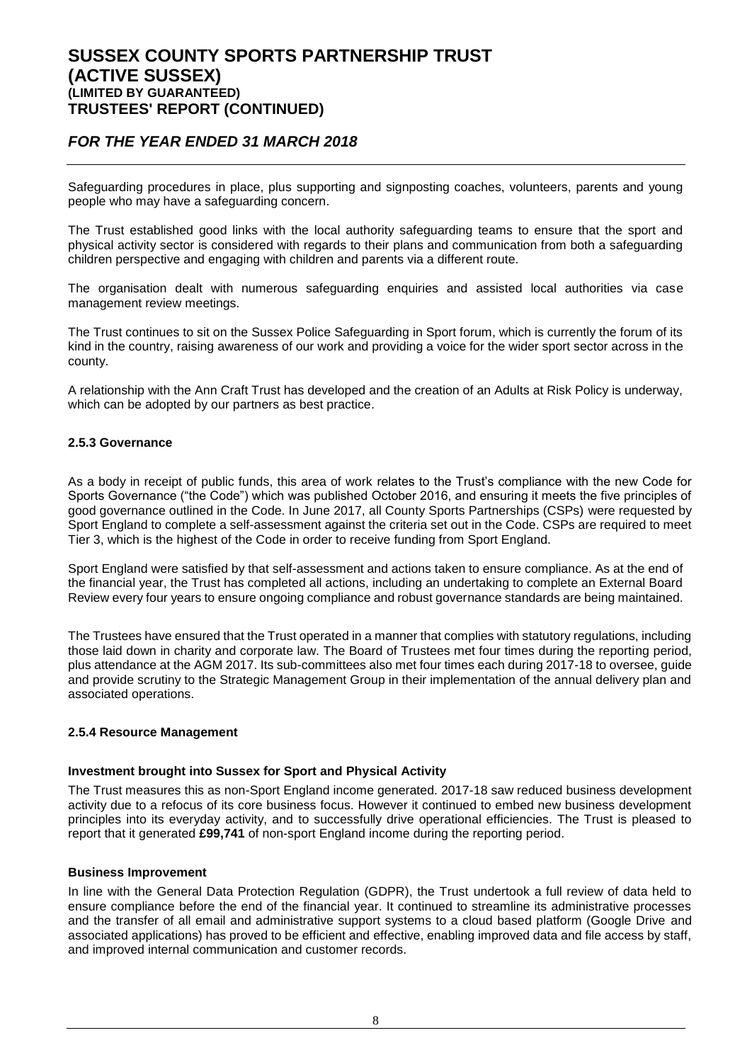Safeguarding procedures in place, plus supporting and signposting coaches, volunteers, parents and young people who may have a safeguarding concern.

The Trust established good links with the local authority safeguarding teams to ensure that the sport and physical activity sector is considered with regards to their plans and communication from both a safeguarding children perspective and engaging with children and parents via a different route.

The organisation dealt with numerous safeguarding enquiries and assisted local authorities via case management review meetings.

The Trust continues to sit on the Sussex Police Safeguarding in Sport forum, which is currently the forum of its kind in the country, raising awareness of our work and providing a voice for the wider sport sector across in the county.

A relationship with the Ann Craft Trust has developed and the creation of an Adults at Risk Policy is underway, which can be adopted by our partners as best practice.

### 2.5.3 Governance

As a body in receipt of public funds, this area of work relates to the Trust's compliance with the new Code for Sports Governance ("the Code") which was published October 2016, and ensuring it meets the five principles of good governance outlined in the Code. In June 2017, all County Sports Partnerships (CSPs) were requested by Sport England to complete a self-assessment against the criteria set out in the Code. CSPs are required to meet Tier 3, which is the highest of the Code in order to receive funding from Sport England.

Sport England were satisfied by that self-assessment and actions taken to ensure compliance. As at the end of the financial year, the Trust has completed all actions, including an undertaking to complete an External Board Review every four years to ensure ongoing compliance and robust governance standards are being maintained.

The Trustees have ensured that the Trust operated in a manner that complies with statutory regulations, including those laid down in charity and corporate law. The Board of Trustees met four times during the reporting period, plus attendance at the AGM 2017. Its sub-committees also met four times each during 2017-18 to oversee, guide and provide scrutiny to the Strategic Management Group in their implementation of the annual delivery plan and associated operations.

### 2.5.4 Resource Management

**Investment brought into Sussex for Sport and Physical Activity**

The Trust measures this as non-Sport England income generated. 2017-18 saw reduced business development activity due to a refocus of its core business focus. However it continued to embed new business development principles into its everyday activity, and to successfully drive operational efficiencies. The Trust is pleased to report that it generated **£99,741** of non-sport England income during the reporting period.

**Business Improvement**

In line with the General Data Protection Regulation (GDPR), the Trust undertook a full review of data held to ensure compliance before the end of the financial year. It continued to streamline its administrative processes and the transfer of all email and administrative support systems to a cloud based platform (Google Drive and associated applications) has proved to be efficient and effective, enabling improved data and file access by staff, and improved internal communication and customer records.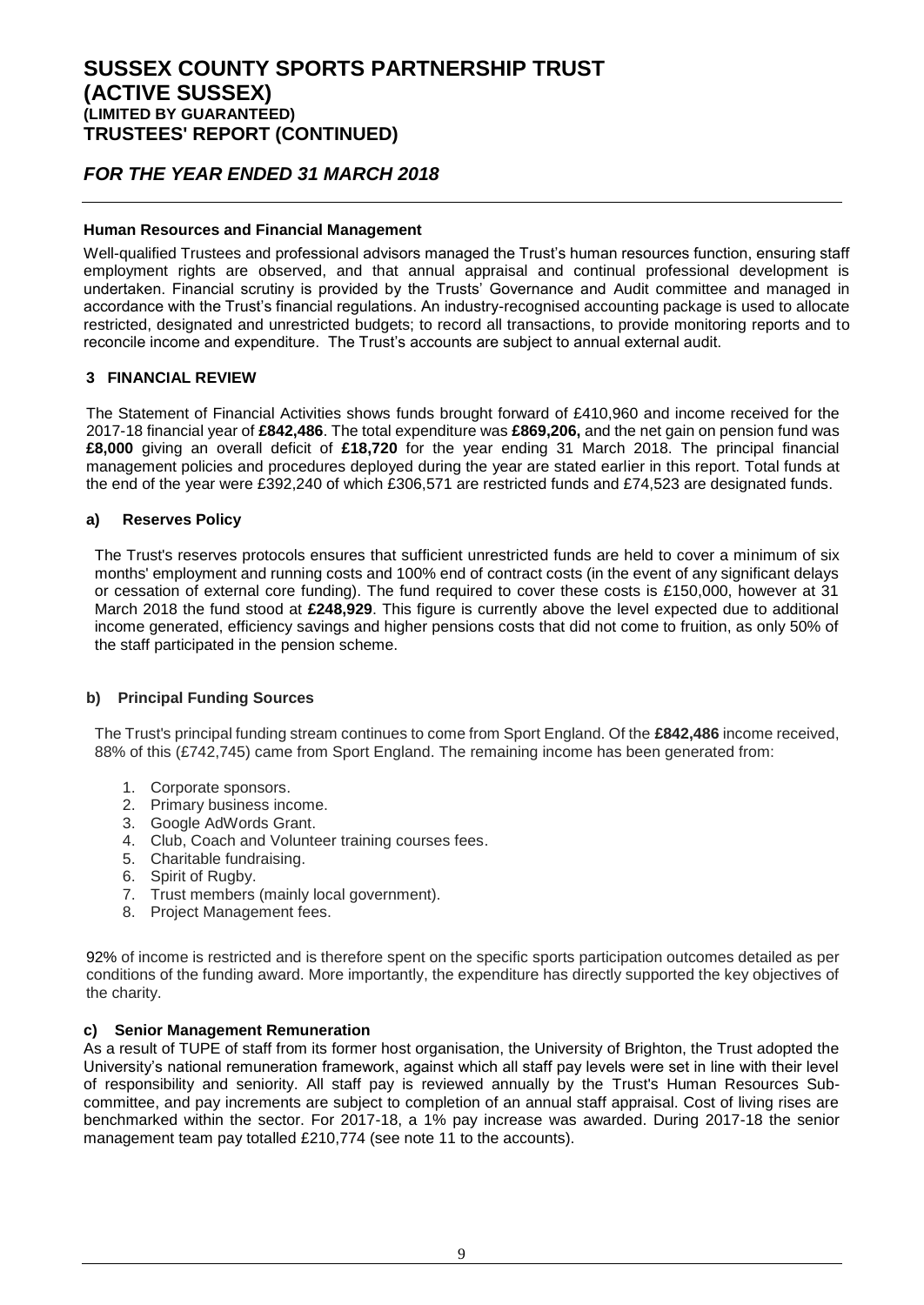## Human Resources and Financial Management

Well-qualified Trustees and professional advisors managed the Trust's human resources function, ensuring staff employment rights are observed, and that annual appraisal and continual professional development is undertaken. Financial scrutiny is provided by the Trusts' Governance and Audit committee and managed in accordance with the Trust's financial regulations. An industry-recognised accounting package is used to allocate restricted, designated and unrestricted budgets; to record all transactions, to provide monitoring reports and to reconcile income and expenditure. The Trust's accounts are subject to annual external audit.

## 3 FINANCIAL REVIEW

The Statement of Financial Activities shows funds brought forward of £410,960 and income received for the 2017-18 financial year of **£842,486**. The total expenditure was **£869,206,** and the net gain on pension fund was **£8,000** giving an overall deficit of **£18,720** for the year ending 31 March 2018. The principal financial management policies and procedures deployed during the year are stated earlier in this report. Total funds at the end of the year were £392,240 of which £306,571 are restricted funds and £74,523 are designated funds.

### a) Reserves Policy

The Trust's reserves protocols ensures that sufficient unrestricted funds are held to cover a minimum of six months' employment and running costs and 100% end of contract costs (in the event of any significant delays or cessation of external core funding). The fund required to cover these costs is £150,000, however at 31 March 2018 the fund stood at **£248,929**. This figure is currently above the level expected due to additional income generated, efficiency savings and higher pensions costs that did not come to fruition, as only 50% of the staff participated in the pension scheme.

### b) Principal Funding Sources

The Trust's principal funding stream continues to come from Sport England. Of the **£842,486** income received, 88% of this (£742,745) came from Sport England. The remaining income has been generated from:

1. Corporate sponsors.
2. Primary business income.
3. Google AdWords Grant.
4. Club, Coach and Volunteer training courses fees.
5. Charitable fundraising.
6. Spirit of Rugby.
7. Trust members (mainly local government).
8. Project Management fees.

92% of income is restricted and is therefore spent on the specific sports participation outcomes detailed as per conditions of the funding award. More importantly, the expenditure has directly supported the key objectives of the charity.

### c) Senior Management Remuneration

As a result of TUPE of staff from its former host organisation, the University of Brighton, the Trust adopted the University's national remuneration framework, against which all staff pay levels were set in line with their level of responsibility and seniority. All staff pay is reviewed annually by the Trust's Human Resources Sub-committee, and pay increments are subject to completion of an annual staff appraisal. Cost of living rises are benchmarked within the sector. For 2017-18, a 1% pay increase was awarded. During 2017-18 the senior management team pay totalled £210,774 (see note 11 to the accounts).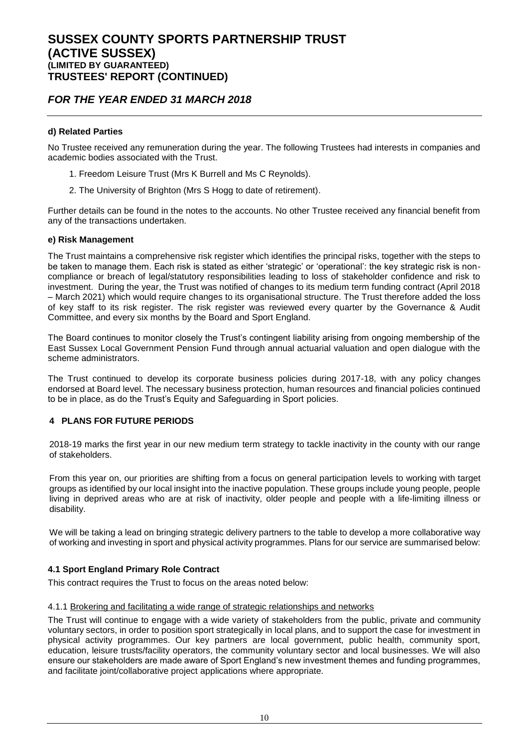### d) Related Parties

No Trustee received any remuneration during the year. The following Trustees had interests in companies and academic bodies associated with the Trust.

1. Freedom Leisure Trust (Mrs K Burrell and Ms C Reynolds).
2. The University of Brighton (Mrs S Hogg to date of retirement).

Further details can be found in the notes to the accounts. No other Trustee received any financial benefit from any of the transactions undertaken.

### e) Risk Management

The Trust maintains a comprehensive risk register which identifies the principal risks, together with the steps to be taken to manage them. Each risk is stated as either 'strategic' or 'operational': the key strategic risk is non-compliance or breach of legal/statutory responsibilities leading to loss of stakeholder confidence and risk to investment. During the year, the Trust was notified of changes to its medium term funding contract (April 2018 – March 2021) which would require changes to its organisational structure. The Trust therefore added the loss of key staff to its risk register. The risk register was reviewed every quarter by the Governance & Audit Committee, and every six months by the Board and Sport England.

The Board continues to monitor closely the Trust's contingent liability arising from ongoing membership of the East Sussex Local Government Pension Fund through annual actuarial valuation and open dialogue with the scheme administrators.

The Trust continued to develop its corporate business policies during 2017-18, with any policy changes endorsed at Board level. The necessary business protection, human resources and financial policies continued to be in place, as do the Trust's Equity and Safeguarding in Sport policies.

## 4 PLANS FOR FUTURE PERIODS

2018-19 marks the first year in our new medium term strategy to tackle inactivity in the county with our range of stakeholders.

From this year on, our priorities are shifting from a focus on general participation levels to working with target groups as identified by our local insight into the inactive population. These groups include young people, people living in deprived areas who are at risk of inactivity, older people and people with a life-limiting illness or disability.

We will be taking a lead on bringing strategic delivery partners to the table to develop a more collaborative way of working and investing in sport and physical activity programmes. Plans for our service are summarised below:

### 4.1 Sport England Primary Role Contract

This contract requires the Trust to focus on the areas noted below:

4.1.1 Brokering and facilitating a wide range of strategic relationships and networks

The Trust will continue to engage with a wide variety of stakeholders from the public, private and community voluntary sectors, in order to position sport strategically in local plans, and to support the case for investment in physical activity programmes. Our key partners are local government, public health, community sport, education, leisure trusts/facility operators, the community voluntary sector and local businesses. We will also ensure our stakeholders are made aware of Sport England's new investment themes and funding programmes, and facilitate joint/collaborative project applications where appropriate.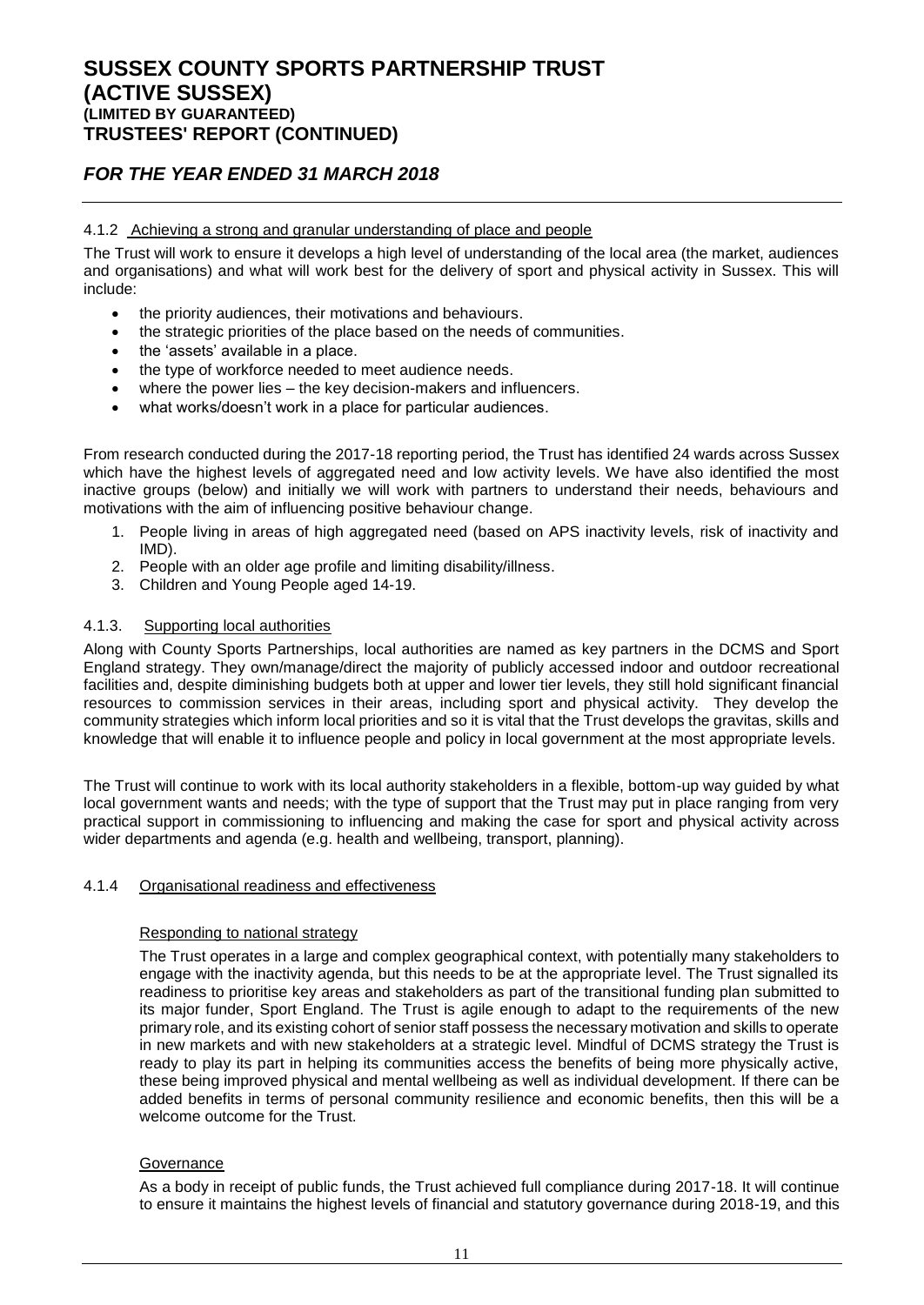#### 4.1.2 Achieving a strong and granular understanding of place and people

The Trust will work to ensure it develops a high level of understanding of the local area (the market, audiences and organisations) and what will work best for the delivery of sport and physical activity in Sussex. This will include:

- the priority audiences, their motivations and behaviours.
- the strategic priorities of the place based on the needs of communities.
- the 'assets' available in a place.
- the type of workforce needed to meet audience needs.
- where the power lies – the key decision-makers and influencers.
- what works/doesn't work in a place for particular audiences.

From research conducted during the 2017-18 reporting period, the Trust has identified 24 wards across Sussex which have the highest levels of aggregated need and low activity levels. We have also identified the most inactive groups (below) and initially we will work with partners to understand their needs, behaviours and motivations with the aim of influencing positive behaviour change.

1. People living in areas of high aggregated need (based on APS inactivity levels, risk of inactivity and IMD).
2. People with an older age profile and limiting disability/illness.
3. Children and Young People aged 14-19.

#### 4.1.3. Supporting local authorities

Along with County Sports Partnerships, local authorities are named as key partners in the DCMS and Sport England strategy. They own/manage/direct the majority of publicly accessed indoor and outdoor recreational facilities and, despite diminishing budgets both at upper and lower tier levels, they still hold significant financial resources to commission services in their areas, including sport and physical activity. They develop the community strategies which inform local priorities and so it is vital that the Trust develops the gravitas, skills and knowledge that will enable it to influence people and policy in local government at the most appropriate levels.

The Trust will continue to work with its local authority stakeholders in a flexible, bottom-up way guided by what local government wants and needs; with the type of support that the Trust may put in place ranging from very practical support in commissioning to influencing and making the case for sport and physical activity across wider departments and agenda (e.g. health and wellbeing, transport, planning).

#### 4.1.4 Organisational readiness and effectiveness

##### Responding to national strategy

The Trust operates in a large and complex geographical context, with potentially many stakeholders to engage with the inactivity agenda, but this needs to be at the appropriate level. The Trust signalled its readiness to prioritise key areas and stakeholders as part of the transitional funding plan submitted to its major funder, Sport England. The Trust is agile enough to adapt to the requirements of the new primary role, and its existing cohort of senior staff possess the necessary motivation and skills to operate in new markets and with new stakeholders at a strategic level. Mindful of DCMS strategy the Trust is ready to play its part in helping its communities access the benefits of being more physically active, these being improved physical and mental wellbeing as well as individual development. If there can be added benefits in terms of personal community resilience and economic benefits, then this will be a welcome outcome for the Trust.

##### Governance

As a body in receipt of public funds, the Trust achieved full compliance during 2017-18. It will continue to ensure it maintains the highest levels of financial and statutory governance during 2018-19, and this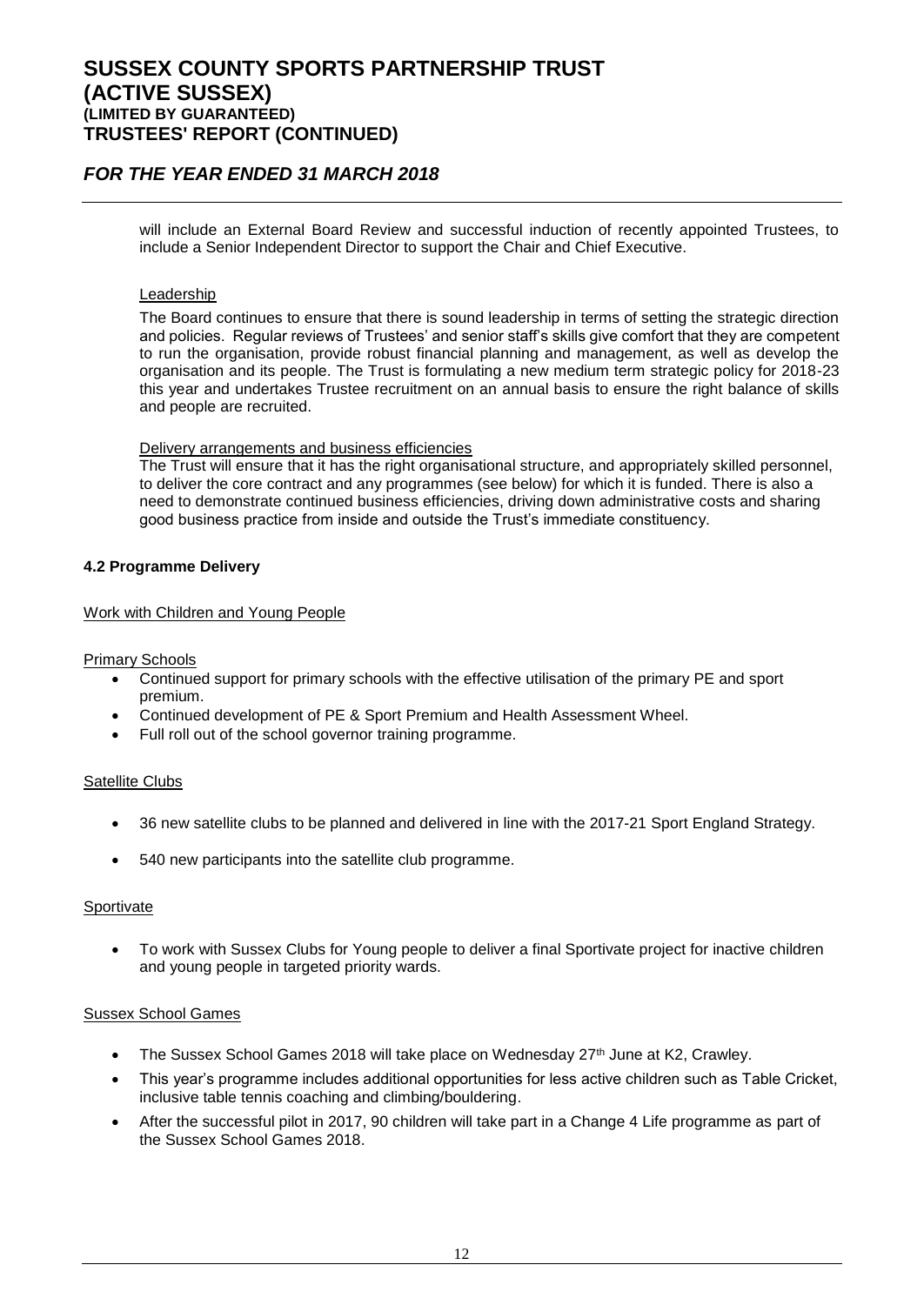will include an External Board Review and successful induction of recently appointed Trustees, to include a Senior Independent Director to support the Chair and Chief Executive.

Leadership

The Board continues to ensure that there is sound leadership in terms of setting the strategic direction and policies. Regular reviews of Trustees' and senior staff's skills give comfort that they are competent to run the organisation, provide robust financial planning and management, as well as develop the organisation and its people. The Trust is formulating a new medium term strategic policy for 2018-23 this year and undertakes Trustee recruitment on an annual basis to ensure the right balance of skills and people are recruited.

Delivery arrangements and business efficiencies

The Trust will ensure that it has the right organisational structure, and appropriately skilled personnel, to deliver the core contract and any programmes (see below) for which it is funded. There is also a need to demonstrate continued business efficiencies, driving down administrative costs and sharing good business practice from inside and outside the Trust's immediate constituency.

**4.2 Programme Delivery**

Work with Children and Young People

Primary Schools

- Continued support for primary schools with the effective utilisation of the primary PE and sport premium.
- Continued development of PE & Sport Premium and Health Assessment Wheel.
- Full roll out of the school governor training programme.

Satellite Clubs

- 36 new satellite clubs to be planned and delivered in line with the 2017-21 Sport England Strategy.
- 540 new participants into the satellite club programme.

Sportivate

- To work with Sussex Clubs for Young people to deliver a final Sportivate project for inactive children and young people in targeted priority wards.

Sussex School Games

- The Sussex School Games 2018 will take place on Wednesday 27th June at K2, Crawley.
- This year's programme includes additional opportunities for less active children such as Table Cricket, inclusive table tennis coaching and climbing/bouldering.
- After the successful pilot in 2017, 90 children will take part in a Change 4 Life programme as part of the Sussex School Games 2018.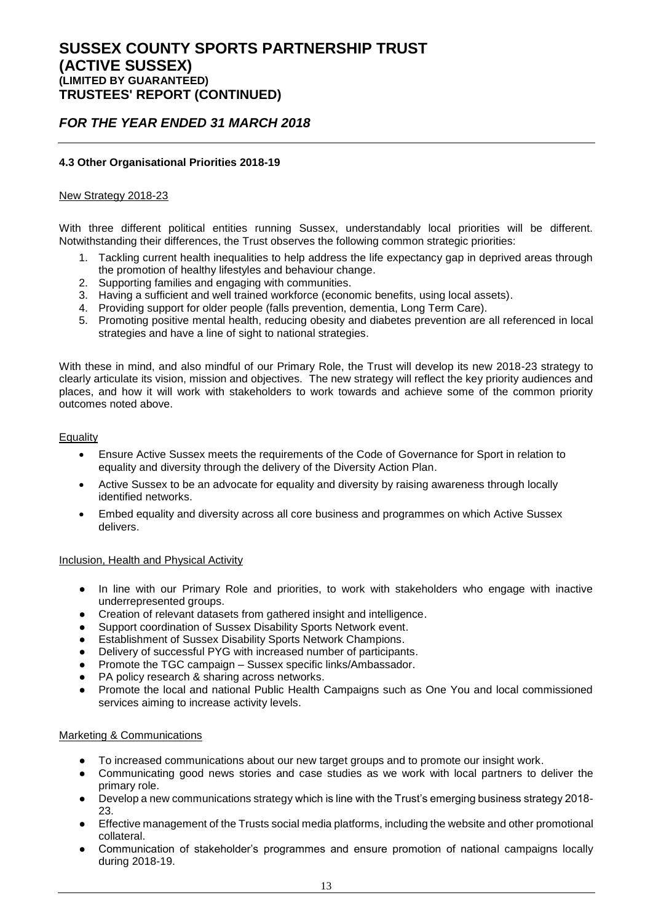## 4.3 Other Organisational Priorities 2018-19

New Strategy 2018-23

With three different political entities running Sussex, understandably local priorities will be different. Notwithstanding their differences, the Trust observes the following common strategic priorities:

1. Tackling current health inequalities to help address the life expectancy gap in deprived areas through the promotion of healthy lifestyles and behaviour change.
2. Supporting families and engaging with communities.
3. Having a sufficient and well trained workforce (economic benefits, using local assets).
4. Providing support for older people (falls prevention, dementia, Long Term Care).
5. Promoting positive mental health, reducing obesity and diabetes prevention are all referenced in local strategies and have a line of sight to national strategies.

With these in mind, and also mindful of our Primary Role, the Trust will develop its new 2018-23 strategy to clearly articulate its vision, mission and objectives. The new strategy will reflect the key priority audiences and places, and how it will work with stakeholders to work towards and achieve some of the common priority outcomes noted above.

Equality

- Ensure Active Sussex meets the requirements of the Code of Governance for Sport in relation to equality and diversity through the delivery of the Diversity Action Plan.
- Active Sussex to be an advocate for equality and diversity by raising awareness through locally identified networks.
- Embed equality and diversity across all core business and programmes on which Active Sussex delivers.

Inclusion, Health and Physical Activity

- In line with our Primary Role and priorities, to work with stakeholders who engage with inactive underrepresented groups.
- Creation of relevant datasets from gathered insight and intelligence.
- Support coordination of Sussex Disability Sports Network event.
- Establishment of Sussex Disability Sports Network Champions.
- Delivery of successful PYG with increased number of participants.
- Promote the TGC campaign – Sussex specific links/Ambassador.
- PA policy research & sharing across networks.
- Promote the local and national Public Health Campaigns such as One You and local commissioned services aiming to increase activity levels.

Marketing & Communications

- To increased communications about our new target groups and to promote our insight work.
- Communicating good news stories and case studies as we work with local partners to deliver the primary role.
- Develop a new communications strategy which is line with the Trust's emerging business strategy 2018-23.
- Effective management of the Trusts social media platforms, including the website and other promotional collateral.
- Communication of stakeholder's programmes and ensure promotion of national campaigns locally during 2018-19.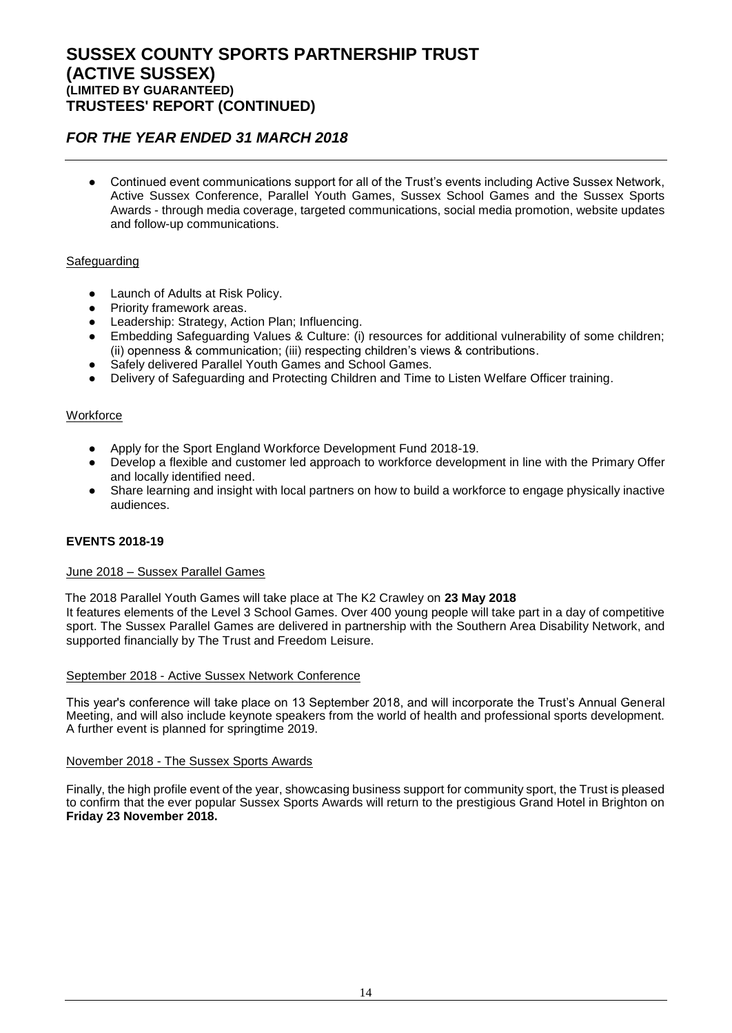- Continued event communications support for all of the Trust's events including Active Sussex Network, Active Sussex Conference, Parallel Youth Games, Sussex School Games and the Sussex Sports Awards - through media coverage, targeted communications, social media promotion, website updates and follow-up communications.

Safeguarding

- Launch of Adults at Risk Policy.
- Priority framework areas.
- Leadership: Strategy, Action Plan; Influencing.
- Embedding Safeguarding Values & Culture: (i) resources for additional vulnerability of some children; (ii) openness & communication; (iii) respecting children's views & contributions.
- Safely delivered Parallel Youth Games and School Games.
- Delivery of Safeguarding and Protecting Children and Time to Listen Welfare Officer training.

Workforce

- Apply for the Sport England Workforce Development Fund 2018-19.
- Develop a flexible and customer led approach to workforce development in line with the Primary Offer and locally identified need.
- Share learning and insight with local partners on how to build a workforce to engage physically inactive audiences.

**EVENTS 2018-19**

June 2018 – Sussex Parallel Games

The 2018 Parallel Youth Games will take place at The K2 Crawley on **23 May 2018**
It features elements of the Level 3 School Games. Over 400 young people will take part in a day of competitive sport. The Sussex Parallel Games are delivered in partnership with the Southern Area Disability Network, and supported financially by The Trust and Freedom Leisure.

September 2018 - Active Sussex Network Conference

This year's conference will take place on 13 September 2018, and will incorporate the Trust's Annual General Meeting, and will also include keynote speakers from the world of health and professional sports development. A further event is planned for springtime 2019.

November 2018 - The Sussex Sports Awards

Finally, the high profile event of the year, showcasing business support for community sport, the Trust is pleased to confirm that the ever popular Sussex Sports Awards will return to the prestigious Grand Hotel in Brighton on **Friday 23 November 2018.**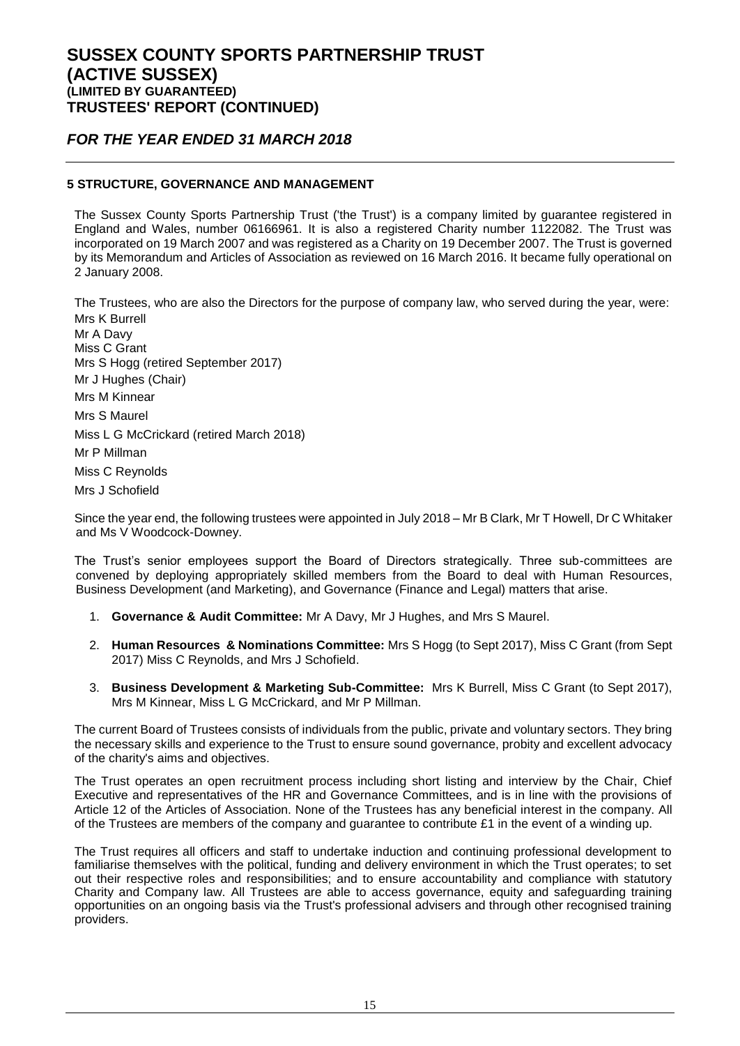## 5 STRUCTURE, GOVERNANCE AND MANAGEMENT

The Sussex County Sports Partnership Trust ('the Trust') is a company limited by guarantee registered in England and Wales, number 06166961. It is also a registered Charity number 1122082. The Trust was incorporated on 19 March 2007 and was registered as a Charity on 19 December 2007. The Trust is governed by its Memorandum and Articles of Association as reviewed on 16 March 2016. It became fully operational on 2 January 2008.

The Trustees, who are also the Directors for the purpose of company law, who served during the year, were:

Mrs K Burrell
Mr A Davy
Miss C Grant
Mrs S Hogg (retired September 2017)
Mr J Hughes (Chair)
Mrs M Kinnear
Mrs S Maurel
Miss L G McCrickard (retired March 2018)
Mr P Millman
Miss C Reynolds
Mrs J Schofield

Since the year end, the following trustees were appointed in July 2018 – Mr B Clark, Mr T Howell, Dr C Whitaker and Ms V Woodcock-Downey.

The Trust's senior employees support the Board of Directors strategically. Three sub-committees are convened by deploying appropriately skilled members from the Board to deal with Human Resources, Business Development (and Marketing), and Governance (Finance and Legal) matters that arise.

1. **Governance & Audit Committee:** Mr A Davy, Mr J Hughes, and Mrs S Maurel.
2. **Human Resources & Nominations Committee:** Mrs S Hogg (to Sept 2017), Miss C Grant (from Sept 2017) Miss C Reynolds, and Mrs J Schofield.
3. **Business Development & Marketing Sub-Committee:** Mrs K Burrell, Miss C Grant (to Sept 2017), Mrs M Kinnear, Miss L G McCrickard, and Mr P Millman.

The current Board of Trustees consists of individuals from the public, private and voluntary sectors. They bring the necessary skills and experience to the Trust to ensure sound governance, probity and excellent advocacy of the charity's aims and objectives.

The Trust operates an open recruitment process including short listing and interview by the Chair, Chief Executive and representatives of the HR and Governance Committees, and is in line with the provisions of Article 12 of the Articles of Association. None of the Trustees has any beneficial interest in the company. All of the Trustees are members of the company and guarantee to contribute £1 in the event of a winding up.

The Trust requires all officers and staff to undertake induction and continuing professional development to familiarise themselves with the political, funding and delivery environment in which the Trust operates; to set out their respective roles and responsibilities; and to ensure accountability and compliance with statutory Charity and Company law. All Trustees are able to access governance, equity and safeguarding training opportunities on an ongoing basis via the Trust's professional advisers and through other recognised training providers.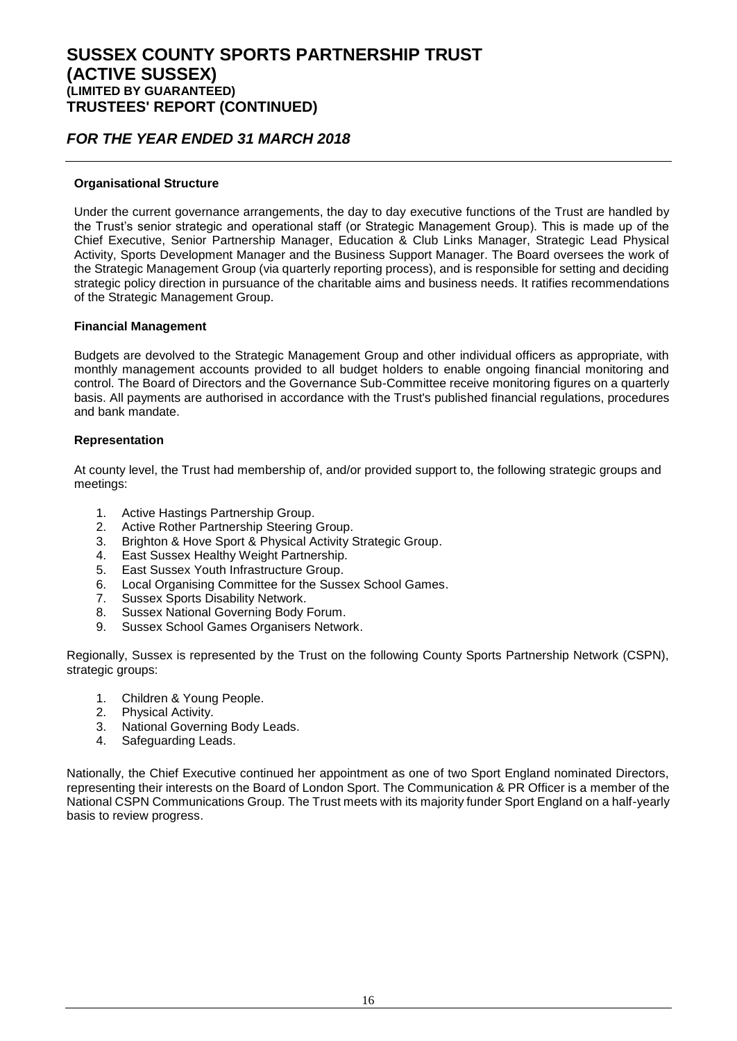**Organisational Structure**

Under the current governance arrangements, the day to day executive functions of the Trust are handled by the Trust's senior strategic and operational staff (or Strategic Management Group). This is made up of the Chief Executive, Senior Partnership Manager, Education & Club Links Manager, Strategic Lead Physical Activity, Sports Development Manager and the Business Support Manager. The Board oversees the work of the Strategic Management Group (via quarterly reporting process), and is responsible for setting and deciding strategic policy direction in pursuance of the charitable aims and business needs. It ratifies recommendations of the Strategic Management Group.

**Financial Management**

Budgets are devolved to the Strategic Management Group and other individual officers as appropriate, with monthly management accounts provided to all budget holders to enable ongoing financial monitoring and control. The Board of Directors and the Governance Sub-Committee receive monitoring figures on a quarterly basis. All payments are authorised in accordance with the Trust's published financial regulations, procedures and bank mandate.

**Representation**

At county level, the Trust had membership of, and/or provided support to, the following strategic groups and meetings:

1. Active Hastings Partnership Group.
2. Active Rother Partnership Steering Group.
3. Brighton & Hove Sport & Physical Activity Strategic Group.
4. East Sussex Healthy Weight Partnership.
5. East Sussex Youth Infrastructure Group.
6. Local Organising Committee for the Sussex School Games.
7. Sussex Sports Disability Network.
8. Sussex National Governing Body Forum.
9. Sussex School Games Organisers Network.

Regionally, Sussex is represented by the Trust on the following County Sports Partnership Network (CSPN), strategic groups:

1. Children & Young People.
2. Physical Activity.
3. National Governing Body Leads.
4. Safeguarding Leads.

Nationally, the Chief Executive continued her appointment as one of two Sport England nominated Directors, representing their interests on the Board of London Sport. The Communication & PR Officer is a member of the National CSPN Communications Group. The Trust meets with its majority funder Sport England on a half-yearly basis to review progress.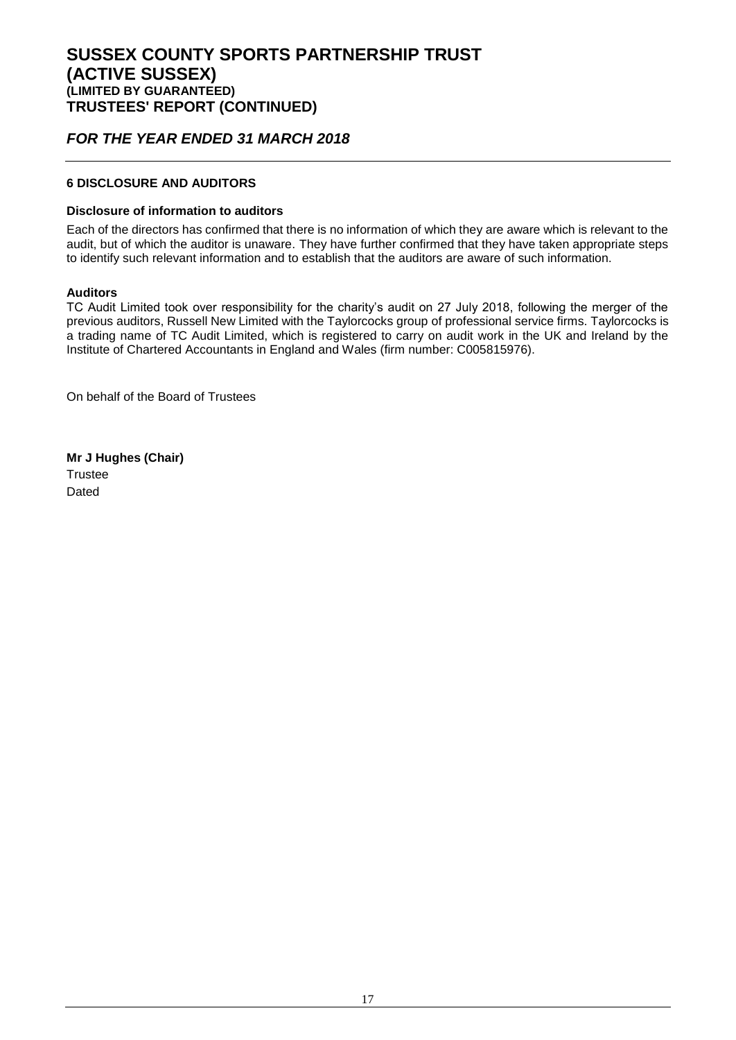## 6 DISCLOSURE AND AUDITORS

**Disclosure of information to auditors**

Each of the directors has confirmed that there is no information of which they are aware which is relevant to the audit, but of which the auditor is unaware. They have further confirmed that they have taken appropriate steps to identify such relevant information and to establish that the auditors are aware of such information.

**Auditors**

TC Audit Limited took over responsibility for the charity's audit on 27 July 2018, following the merger of the previous auditors, Russell New Limited with the Taylorcocks group of professional service firms. Taylorcocks is a trading name of TC Audit Limited, which is registered to carry on audit work in the UK and Ireland by the Institute of Chartered Accountants in England and Wales (firm number: C005815976).

On behalf of the Board of Trustees

**Mr J Hughes (Chair)**
Trustee
Dated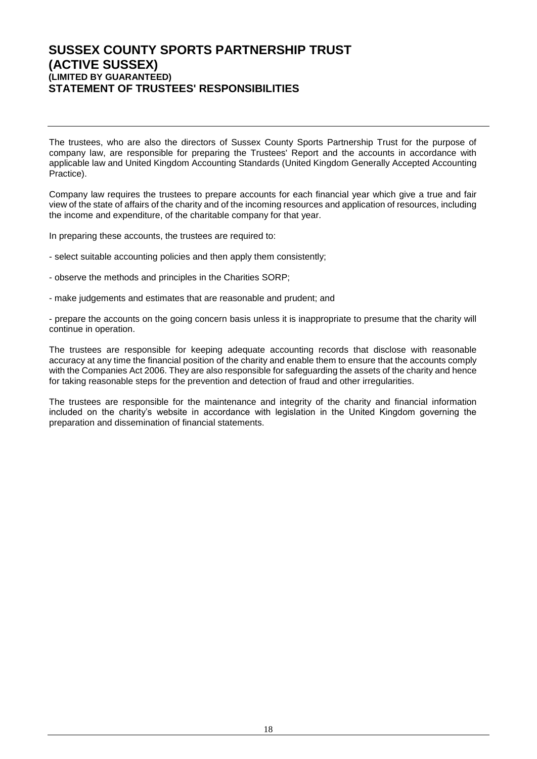# SUSSEX COUNTY SPORTS PARTNERSHIP TRUST (ACTIVE SUSSEX)
### (LIMITED BY GUARANTEED)
## STATEMENT OF TRUSTEES' RESPONSIBILITIES

The trustees, who are also the directors of Sussex County Sports Partnership Trust for the purpose of company law, are responsible for preparing the Trustees' Report and the accounts in accordance with applicable law and United Kingdom Accounting Standards (United Kingdom Generally Accepted Accounting Practice).

Company law requires the trustees to prepare accounts for each financial year which give a true and fair view of the state of affairs of the charity and of the incoming resources and application of resources, including the income and expenditure, of the charitable company for that year.

In preparing these accounts, the trustees are required to:

- select suitable accounting policies and then apply them consistently;

- observe the methods and principles in the Charities SORP;

- make judgements and estimates that are reasonable and prudent; and

- prepare the accounts on the going concern basis unless it is inappropriate to presume that the charity will continue in operation.

The trustees are responsible for keeping adequate accounting records that disclose with reasonable accuracy at any time the financial position of the charity and enable them to ensure that the accounts comply with the Companies Act 2006. They are also responsible for safeguarding the assets of the charity and hence for taking reasonable steps for the prevention and detection of fraud and other irregularities.

The trustees are responsible for the maintenance and integrity of the charity and financial information included on the charity's website in accordance with legislation in the United Kingdom governing the preparation and dissemination of financial statements.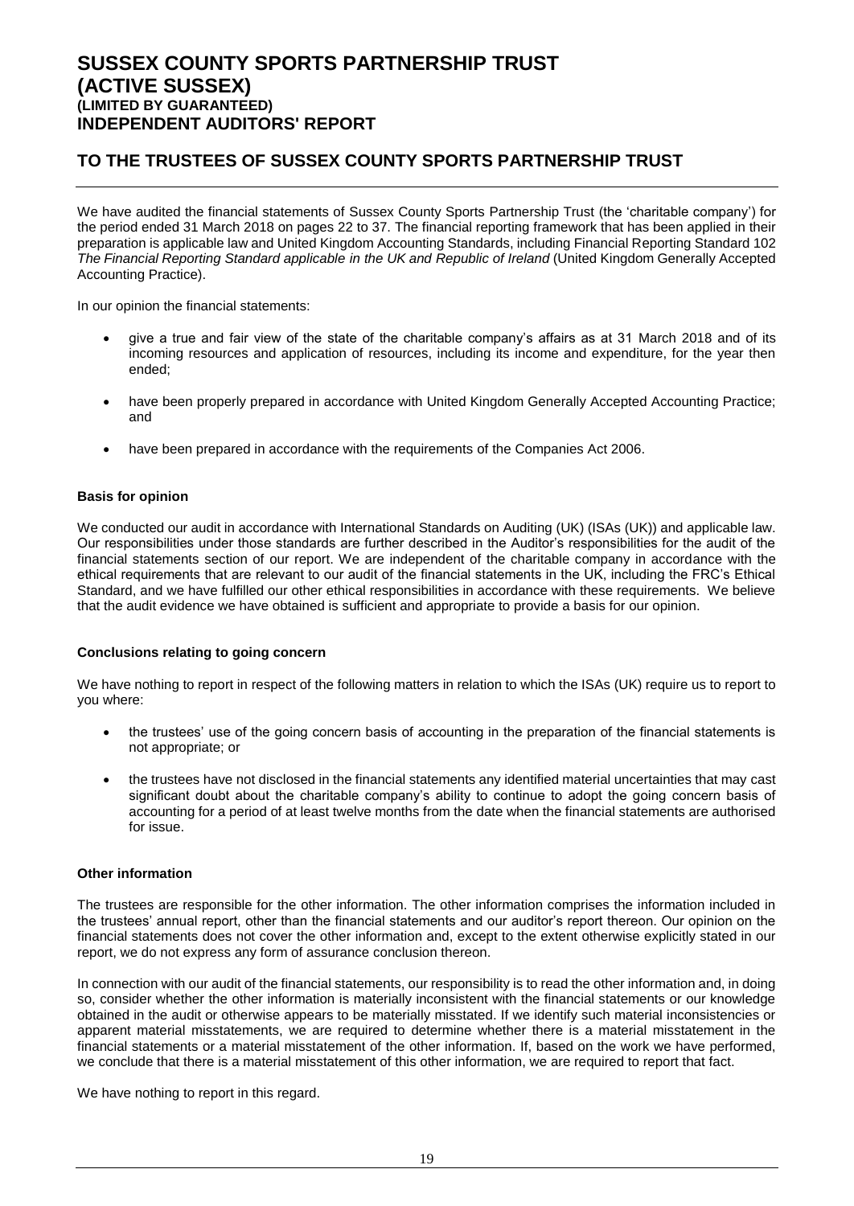# SUSSEX COUNTY SPORTS PARTNERSHIP TRUST (ACTIVE SUSSEX)

### (LIMITED BY GUARANTEED)

## INDEPENDENT AUDITORS' REPORT

## TO THE TRUSTEES OF SUSSEX COUNTY SPORTS PARTNERSHIP TRUST

We have audited the financial statements of Sussex County Sports Partnership Trust (the 'charitable company') for the period ended 31 March 2018 on pages 22 to 37. The financial reporting framework that has been applied in their preparation is applicable law and United Kingdom Accounting Standards, including Financial Reporting Standard 102 *The Financial Reporting Standard applicable in the UK and Republic of Ireland* (United Kingdom Generally Accepted Accounting Practice).

In our opinion the financial statements:

- give a true and fair view of the state of the charitable company's affairs as at 31 March 2018 and of its incoming resources and application of resources, including its income and expenditure, for the year then ended;
- have been properly prepared in accordance with United Kingdom Generally Accepted Accounting Practice; and
- have been prepared in accordance with the requirements of the Companies Act 2006.

**Basis for opinion**

We conducted our audit in accordance with International Standards on Auditing (UK) (ISAs (UK)) and applicable law. Our responsibilities under those standards are further described in the Auditor's responsibilities for the audit of the financial statements section of our report. We are independent of the charitable company in accordance with the ethical requirements that are relevant to our audit of the financial statements in the UK, including the FRC's Ethical Standard, and we have fulfilled our other ethical responsibilities in accordance with these requirements. We believe that the audit evidence we have obtained is sufficient and appropriate to provide a basis for our opinion.

**Conclusions relating to going concern**

We have nothing to report in respect of the following matters in relation to which the ISAs (UK) require us to report to you where:

- the trustees' use of the going concern basis of accounting in the preparation of the financial statements is not appropriate; or
- the trustees have not disclosed in the financial statements any identified material uncertainties that may cast significant doubt about the charitable company's ability to continue to adopt the going concern basis of accounting for a period of at least twelve months from the date when the financial statements are authorised for issue.

**Other information**

The trustees are responsible for the other information. The other information comprises the information included in the trustees' annual report, other than the financial statements and our auditor's report thereon. Our opinion on the financial statements does not cover the other information and, except to the extent otherwise explicitly stated in our report, we do not express any form of assurance conclusion thereon.

In connection with our audit of the financial statements, our responsibility is to read the other information and, in doing so, consider whether the other information is materially inconsistent with the financial statements or our knowledge obtained in the audit or otherwise appears to be materially misstated. If we identify such material inconsistencies or apparent material misstatements, we are required to determine whether there is a material misstatement in the financial statements or a material misstatement of the other information. If, based on the work we have performed, we conclude that there is a material misstatement of this other information, we are required to report that fact.

We have nothing to report in this regard.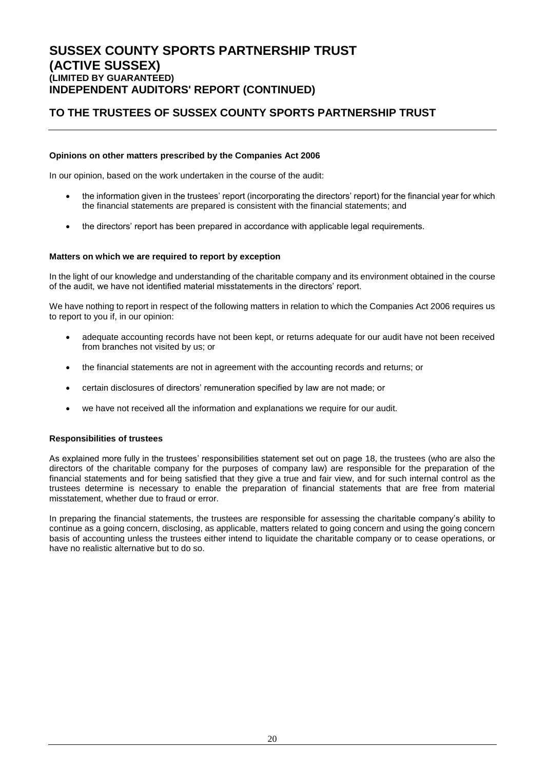# SUSSEX COUNTY SPORTS PARTNERSHIP TRUST (ACTIVE SUSSEX)

**(LIMITED BY GUARANTEED)**

## INDEPENDENT AUDITORS' REPORT (CONTINUED)

## TO THE TRUSTEES OF SUSSEX COUNTY SPORTS PARTNERSHIP TRUST

**Opinions on other matters prescribed by the Companies Act 2006**

In our opinion, based on the work undertaken in the course of the audit:

- the information given in the trustees' report (incorporating the directors' report) for the financial year for which the financial statements are prepared is consistent with the financial statements; and
- the directors' report has been prepared in accordance with applicable legal requirements.

**Matters on which we are required to report by exception**

In the light of our knowledge and understanding of the charitable company and its environment obtained in the course of the audit, we have not identified material misstatements in the directors' report.

We have nothing to report in respect of the following matters in relation to which the Companies Act 2006 requires us to report to you if, in our opinion:

- adequate accounting records have not been kept, or returns adequate for our audit have not been received from branches not visited by us; or
- the financial statements are not in agreement with the accounting records and returns; or
- certain disclosures of directors' remuneration specified by law are not made; or
- we have not received all the information and explanations we require for our audit.

**Responsibilities of trustees**

As explained more fully in the trustees' responsibilities statement set out on page 18, the trustees (who are also the directors of the charitable company for the purposes of company law) are responsible for the preparation of the financial statements and for being satisfied that they give a true and fair view, and for such internal control as the trustees determine is necessary to enable the preparation of financial statements that are free from material misstatement, whether due to fraud or error.

In preparing the financial statements, the trustees are responsible for assessing the charitable company's ability to continue as a going concern, disclosing, as applicable, matters related to going concern and using the going concern basis of accounting unless the trustees either intend to liquidate the charitable company or to cease operations, or have no realistic alternative but to do so.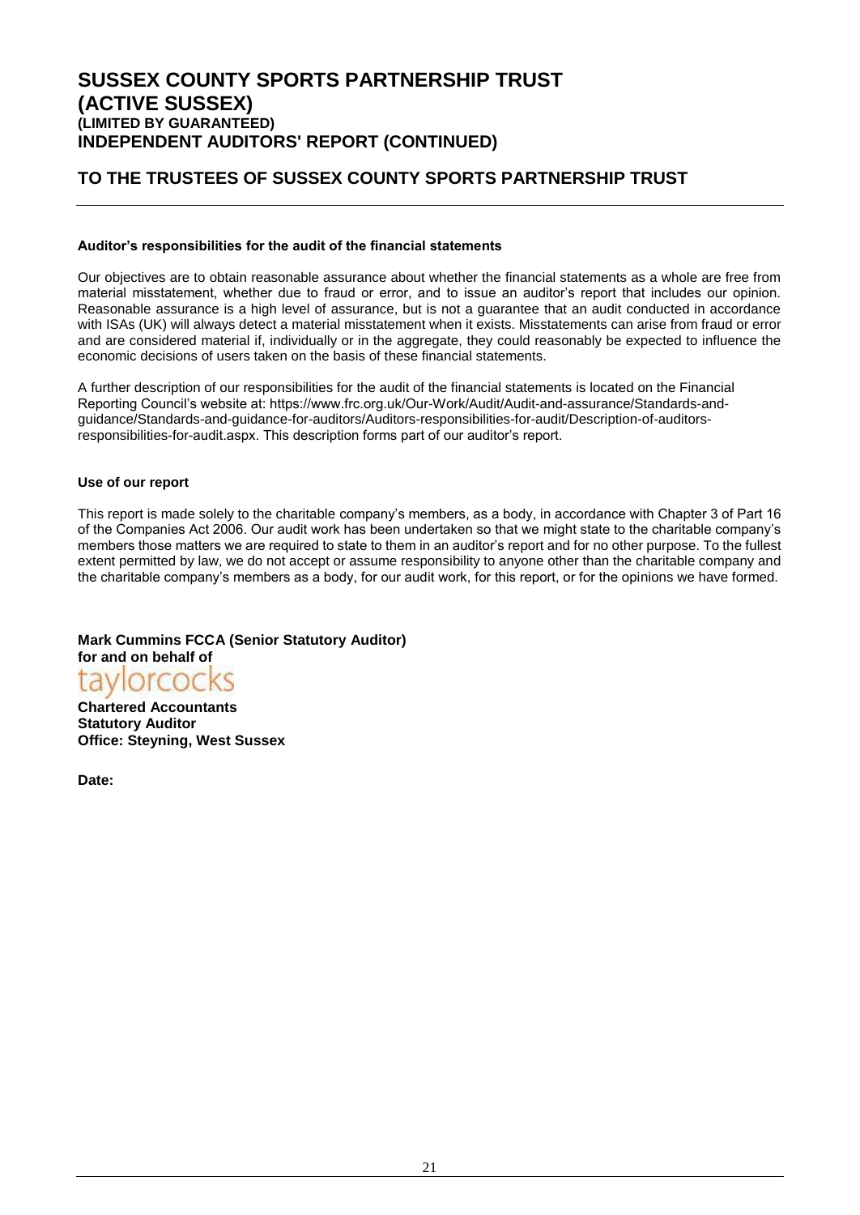# SUSSEX COUNTY SPORTS PARTNERSHIP TRUST (ACTIVE SUSSEX)

**(LIMITED BY GUARANTEED)**

**INDEPENDENT AUDITORS' REPORT (CONTINUED)**

## TO THE TRUSTEES OF SUSSEX COUNTY SPORTS PARTNERSHIP TRUST

### Auditor's responsibilities for the audit of the financial statements

Our objectives are to obtain reasonable assurance about whether the financial statements as a whole are free from material misstatement, whether due to fraud or error, and to issue an auditor's report that includes our opinion. Reasonable assurance is a high level of assurance, but is not a guarantee that an audit conducted in accordance with ISAs (UK) will always detect a material misstatement when it exists. Misstatements can arise from fraud or error and are considered material if, individually or in the aggregate, they could reasonably be expected to influence the economic decisions of users taken on the basis of these financial statements.

A further description of our responsibilities for the audit of the financial statements is located on the Financial Reporting Council's website at: https://www.frc.org.uk/Our-Work/Audit/Audit-and-assurance/Standards-and-guidance/Standards-and-guidance-for-auditors/Auditors-responsibilities-for-audit/Description-of-auditors-responsibilities-for-audit.aspx. This description forms part of our auditor's report.

### Use of our report

This report is made solely to the charitable company's members, as a body, in accordance with Chapter 3 of Part 16 of the Companies Act 2006. Our audit work has been undertaken so that we might state to the charitable company's members those matters we are required to state to them in an auditor's report and for no other purpose. To the fullest extent permitted by law, we do not accept or assume responsibility to anyone other than the charitable company and the charitable company's members as a body, for our audit work, for this report, or for the opinions we have formed.

**Mark Cummins FCCA (Senior Statutory Auditor)**
**for and on behalf of**
taylorcocks
**Chartered Accountants**
**Statutory Auditor**
**Office: Steyning, West Sussex**

**Date:**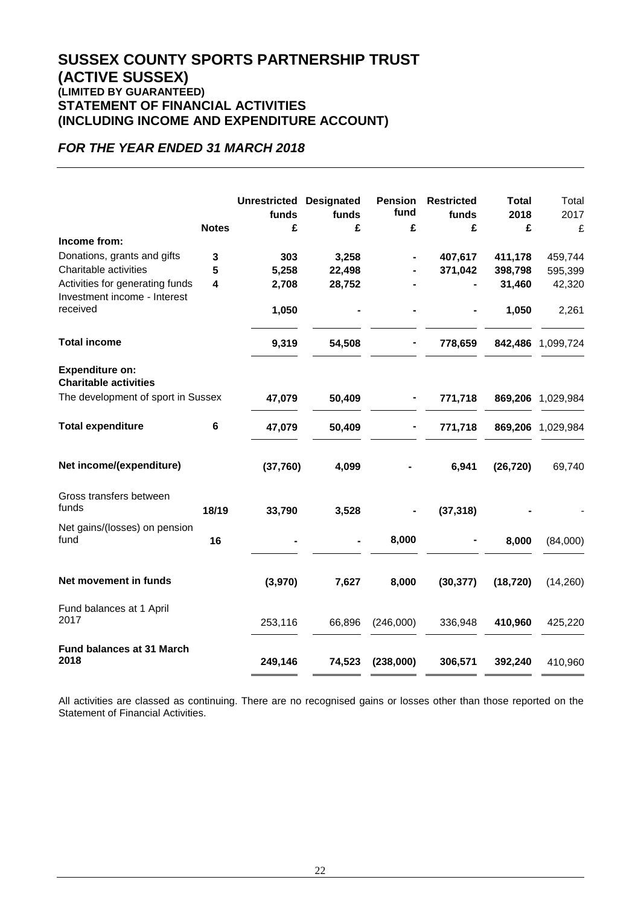# SUSSEX COUNTY SPORTS PARTNERSHIP TRUST (ACTIVE SUSSEX)

### (LIMITED BY GUARANTEED)

## STATEMENT OF FINANCIAL ACTIVITIES (INCLUDING INCOME AND EXPENDITURE ACCOUNT)

## *FOR THE YEAR ENDED 31 MARCH 2018*

| | Notes | Unrestricted funds | Designated funds | Pension fund | Restricted funds | Total 2018 | Total 2017 |
|---|---|---|---|---|---|---|---|
| | | £ | £ | £ | £ | £ | £ |
| **Income from:** | | | | | | | |
| Donations, grants and gifts | 3 | 303 | 3,258 | - | 407,617 | 411,178 | 459,744 |
| Charitable activities | 5 | 5,258 | 22,498 | - | 371,042 | 398,798 | 595,399 |
| Activities for generating funds | 4 | 2,708 | 28,752 | - | - | 31,460 | 42,320 |
| Investment income - Interest received | | 1,050 | - | - | - | 1,050 | 2,261 |
| **Total income** | | 9,319 | 54,508 | - | 778,659 | 842,486 | 1,099,724 |
| **Expenditure on:** | | | | | | | |
| **Charitable activities** | | | | | | | |
| The development of sport in Sussex | | 47,079 | 50,409 | - | 771,718 | 869,206 | 1,029,984 |
| **Total expenditure** | 6 | 47,079 | 50,409 | - | 771,718 | 869,206 | 1,029,984 |
| **Net income/(expenditure)** | | (37,760) | 4,099 | - | 6,941 | (26,720) | 69,740 |
| Gross transfers between funds | 18/19 | 33,790 | 3,528 | - | (37,318) | - | - |
| Net gains/(losses) on pension fund | 16 | - | - | 8,000 | - | 8,000 | (84,000) |
| **Net movement in funds** | | (3,970) | 7,627 | 8,000 | (30,377) | (18,720) | (14,260) |
| Fund balances at 1 April 2017 | | 253,116 | 66,896 | (246,000) | 336,948 | 410,960 | 425,220 |
| **Fund balances at 31 March 2018** | | 249,146 | 74,523 | (238,000) | 306,571 | 392,240 | 410,960 |

All activities are classed as continuing. There are no recognised gains or losses other than those reported on the Statement of Financial Activities.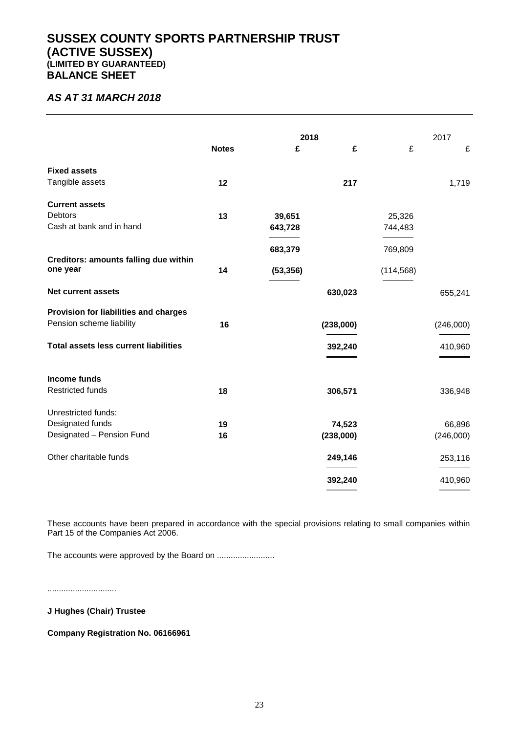# SUSSEX COUNTY SPORTS PARTNERSHIP TRUST (ACTIVE SUSSEX)
### (LIMITED BY GUARANTEED)
## BALANCE SHEET

### *AS AT 31 MARCH 2018*

| | Notes | 2018 £ | 2018 £ | 2017 £ | 2017 £ |
|---|---|---|---|---|---|
| **Fixed assets** | | | | | |
| Tangible assets | **12** | | **217** | | 1,719 |
| **Current assets** | | | | | |
| Debtors | **13** | **39,651** | | 25,326 | |
| Cash at bank and in hand | | **643,728** | | 744,483 | |
| | | **683,379** | | 769,809 | |
| **Creditors: amounts falling due within one year** | **14** | **(53,356)** | | (114,568) | |
| **Net current assets** | | | **630,023** | | 655,241 |
| **Provision for liabilities and charges** | | | | | |
| Pension scheme liability | **16** | | **(238,000)** | | (246,000) |
| **Total assets less current liabilities** | | | **392,240** | | 410,960 |
| **Income funds** | | | | | |
| Restricted funds | **18** | | **306,571** | | 336,948 |
| Unrestricted funds: | | | | | |
| Designated funds | **19** | | **74,523** | | 66,896 |
| Designated – Pension Fund | **16** | | **(238,000)** | | (246,000) |
| Other charitable funds | | | **249,146** | | 253,116 |
| | | | **392,240** | | 410,960 |

These accounts have been prepared in accordance with the special provisions relating to small companies within Part 15 of the Companies Act 2006.

The accounts were approved by the Board on .........................

.............................

**J Hughes (Chair) Trustee**

**Company Registration No. 06166961**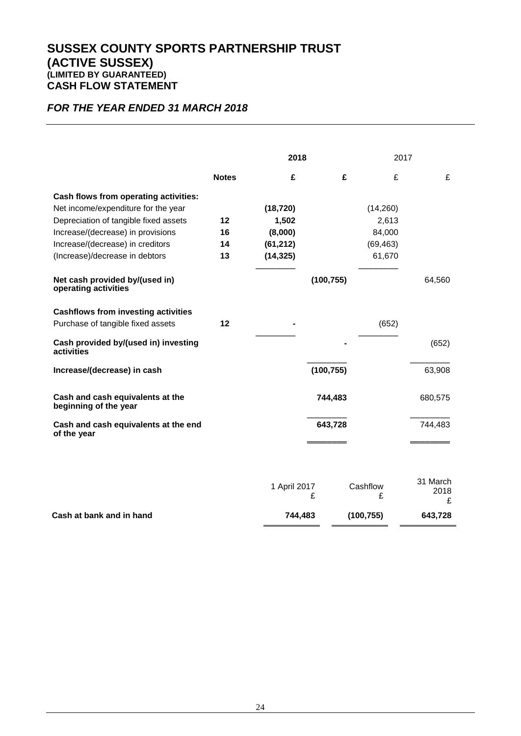# SUSSEX COUNTY SPORTS PARTNERSHIP TRUST (ACTIVE SUSSEX)

**(LIMITED BY GUARANTEED)**

## CASH FLOW STATEMENT

### *FOR THE YEAR ENDED 31 MARCH 2018*

| | Notes | 2018 £ | 2018 £ | 2017 £ | 2017 £ |
|---|---|---|---|---|---|
| **Cash flows from operating activities:** | | | | | |
| Net income/expenditure for the year | | **(18,720)** | | (14,260) | |
| Depreciation of tangible fixed assets | **12** | **1,502** | | 2,613 | |
| Increase/(decrease) in provisions | **16** | **(8,000)** | | 84,000 | |
| Increase/(decrease) in creditors | **14** | **(61,212)** | | (69,463) | |
| (Increase)/decrease in debtors | **13** | **(14,325)** | | 61,670 | |
| **Net cash provided by/(used in) operating activities** | | | **(100,755)** | | 64,560 |
| **Cashflows from investing activities** | | | | | |
| Purchase of tangible fixed assets | **12** | **-** | | (652) | |
| **Cash provided by/(used in) investing activities** | | | **-** | | (652) |
| **Increase/(decrease) in cash** | | | **(100,755)** | | 63,908 |
| **Cash and cash equivalents at the beginning of the year** | | | **744,483** | | 680,575 |
| **Cash and cash equivalents at the end of the year** | | | **643,728** | | 744,483 |

| | 1 April 2017 £ | Cashflow £ | 31 March 2018 £ |
|---|---|---|---|
| **Cash at bank and in hand** | **744,483** | **(100,755)** | **643,728** |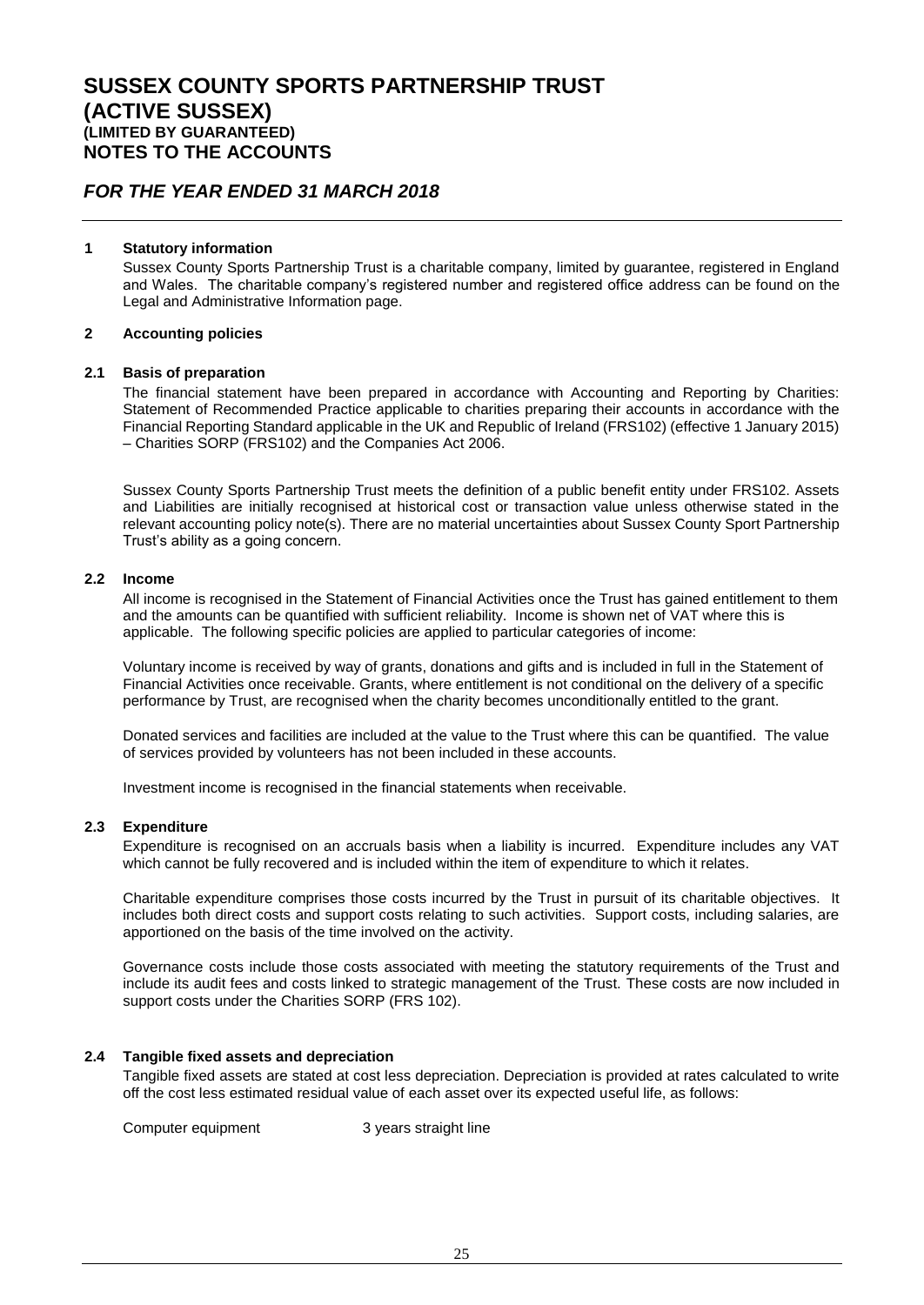# SUSSEX COUNTY SPORTS PARTNERSHIP TRUST (ACTIVE SUSSEX)

**(LIMITED BY GUARANTEED)**

## NOTES TO THE ACCOUNTS

### *FOR THE YEAR ENDED 31 MARCH 2018*

**1 Statutory information**

Sussex County Sports Partnership Trust is a charitable company, limited by guarantee, registered in England and Wales. The charitable company's registered number and registered office address can be found on the Legal and Administrative Information page.

**2 Accounting policies**

**2.1 Basis of preparation**

The financial statement have been prepared in accordance with Accounting and Reporting by Charities: Statement of Recommended Practice applicable to charities preparing their accounts in accordance with the Financial Reporting Standard applicable in the UK and Republic of Ireland (FRS102) (effective 1 January 2015) – Charities SORP (FRS102) and the Companies Act 2006.

Sussex County Sports Partnership Trust meets the definition of a public benefit entity under FRS102. Assets and Liabilities are initially recognised at historical cost or transaction value unless otherwise stated in the relevant accounting policy note(s). There are no material uncertainties about Sussex County Sport Partnership Trust's ability as a going concern.

**2.2 Income**

All income is recognised in the Statement of Financial Activities once the Trust has gained entitlement to them and the amounts can be quantified with sufficient reliability. Income is shown net of VAT where this is applicable. The following specific policies are applied to particular categories of income:

Voluntary income is received by way of grants, donations and gifts and is included in full in the Statement of Financial Activities once receivable. Grants, where entitlement is not conditional on the delivery of a specific performance by Trust, are recognised when the charity becomes unconditionally entitled to the grant.

Donated services and facilities are included at the value to the Trust where this can be quantified. The value of services provided by volunteers has not been included in these accounts.

Investment income is recognised in the financial statements when receivable.

**2.3 Expenditure**

Expenditure is recognised on an accruals basis when a liability is incurred. Expenditure includes any VAT which cannot be fully recovered and is included within the item of expenditure to which it relates.

Charitable expenditure comprises those costs incurred by the Trust in pursuit of its charitable objectives. It includes both direct costs and support costs relating to such activities. Support costs, including salaries, are apportioned on the basis of the time involved on the activity.

Governance costs include those costs associated with meeting the statutory requirements of the Trust and include its audit fees and costs linked to strategic management of the Trust. These costs are now included in support costs under the Charities SORP (FRS 102).

**2.4 Tangible fixed assets and depreciation**

Tangible fixed assets are stated at cost less depreciation. Depreciation is provided at rates calculated to write off the cost less estimated residual value of each asset over its expected useful life, as follows:

| | |
|---|---|
| Computer equipment | 3 years straight line |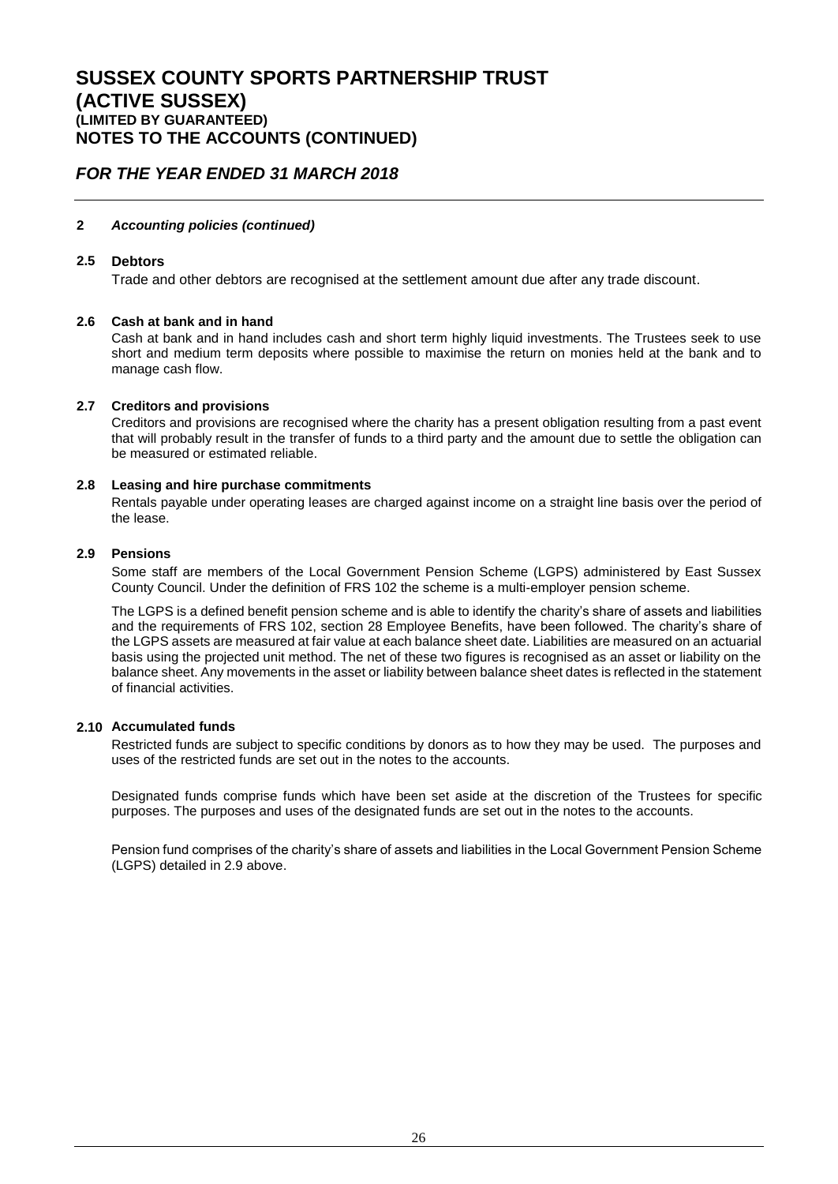# SUSSEX COUNTY SPORTS PARTNERSHIP TRUST (ACTIVE SUSSEX)

**(LIMITED BY GUARANTEED)**

**NOTES TO THE ACCOUNTS (CONTINUED)**

## *FOR THE YEAR ENDED 31 MARCH 2018*

**2** ***Accounting policies (continued)***

### 2.5 Debtors

Trade and other debtors are recognised at the settlement amount due after any trade discount.

### 2.6 Cash at bank and in hand

Cash at bank and in hand includes cash and short term highly liquid investments. The Trustees seek to use short and medium term deposits where possible to maximise the return on monies held at the bank and to manage cash flow.

### 2.7 Creditors and provisions

Creditors and provisions are recognised where the charity has a present obligation resulting from a past event that will probably result in the transfer of funds to a third party and the amount due to settle the obligation can be measured or estimated reliable.

### 2.8 Leasing and hire purchase commitments

Rentals payable under operating leases are charged against income on a straight line basis over the period of the lease.

### 2.9 Pensions

Some staff are members of the Local Government Pension Scheme (LGPS) administered by East Sussex County Council. Under the definition of FRS 102 the scheme is a multi-employer pension scheme.

The LGPS is a defined benefit pension scheme and is able to identify the charity's share of assets and liabilities and the requirements of FRS 102, section 28 Employee Benefits, have been followed. The charity's share of the LGPS assets are measured at fair value at each balance sheet date. Liabilities are measured on an actuarial basis using the projected unit method. The net of these two figures is recognised as an asset or liability on the balance sheet. Any movements in the asset or liability between balance sheet dates is reflected in the statement of financial activities.

### 2.10 Accumulated funds

Restricted funds are subject to specific conditions by donors as to how they may be used. The purposes and uses of the restricted funds are set out in the notes to the accounts.

Designated funds comprise funds which have been set aside at the discretion of the Trustees for specific purposes. The purposes and uses of the designated funds are set out in the notes to the accounts.

Pension fund comprises of the charity's share of assets and liabilities in the Local Government Pension Scheme (LGPS) detailed in 2.9 above.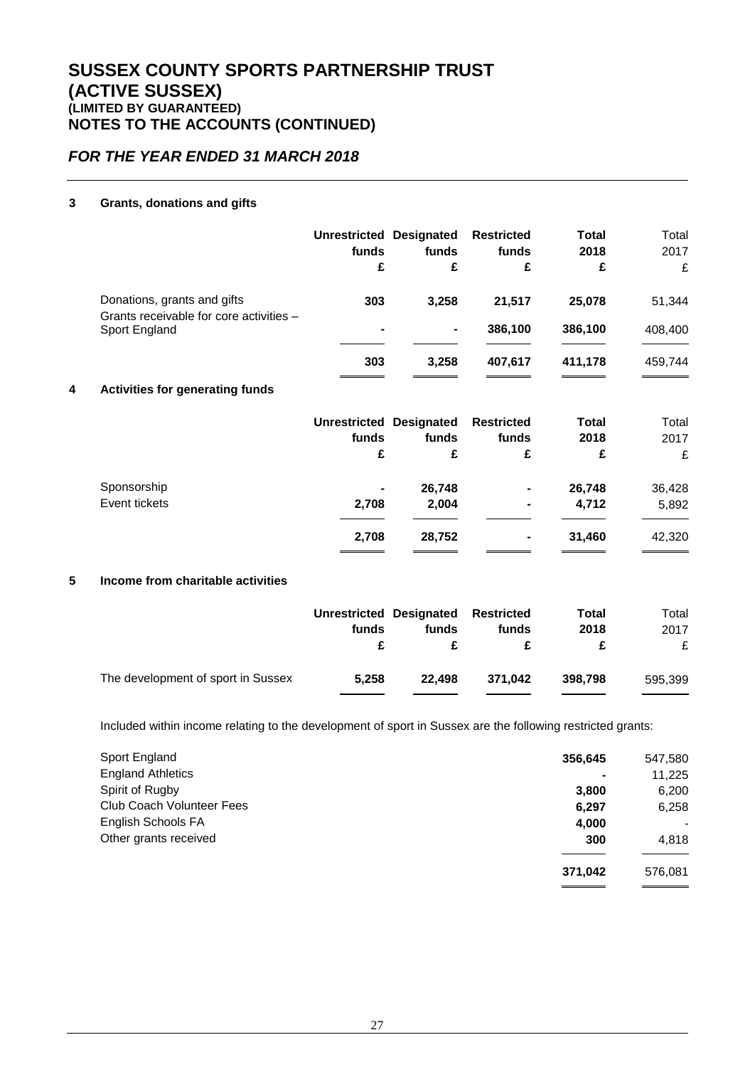# SUSSEX COUNTY SPORTS PARTNERSHIP TRUST (ACTIVE SUSSEX)
### (LIMITED BY GUARANTEED)
## NOTES TO THE ACCOUNTS (CONTINUED)

## *FOR THE YEAR ENDED 31 MARCH 2018*

### 3 Grants, donations and gifts

| | Unrestricted funds £ | Designated funds £ | Restricted funds £ | Total 2018 £ | Total 2017 £ |
|---|---|---|---|---|---|
| Donations, grants and gifts | 303 | 3,258 | 21,517 | 25,078 | 51,344 |
| Grants receivable for core activities – Sport England | - | - | 386,100 | 386,100 | 408,400 |
| | 303 | 3,258 | 407,617 | 411,178 | 459,744 |

### 4 Activities for generating funds

| | Unrestricted funds £ | Designated funds £ | Restricted funds £ | Total 2018 £ | Total 2017 £ |
|---|---|---|---|---|---|
| Sponsorship | - | 26,748 | - | 26,748 | 36,428 |
| Event tickets | 2,708 | 2,004 | - | 4,712 | 5,892 |
| | 2,708 | 28,752 | - | 31,460 | 42,320 |

### 5 Income from charitable activities

| | Unrestricted funds £ | Designated funds £ | Restricted funds £ | Total 2018 £ | Total 2017 £ |
|---|---|---|---|---|---|
| The development of sport in Sussex | 5,258 | 22,498 | 371,042 | 398,798 | 595,399 |

Included within income relating to the development of sport in Sussex are the following restricted grants:

| | 2018 | 2017 |
|---|---|---|
| Sport England | 356,645 | 547,580 |
| England Athletics | - | 11,225 |
| Spirit of Rugby | 3,800 | 6,200 |
| Club Coach Volunteer Fees | 6,297 | 6,258 |
| English Schools FA | 4,000 | - |
| Other grants received | 300 | 4,818 |
| | 371,042 | 576,081 |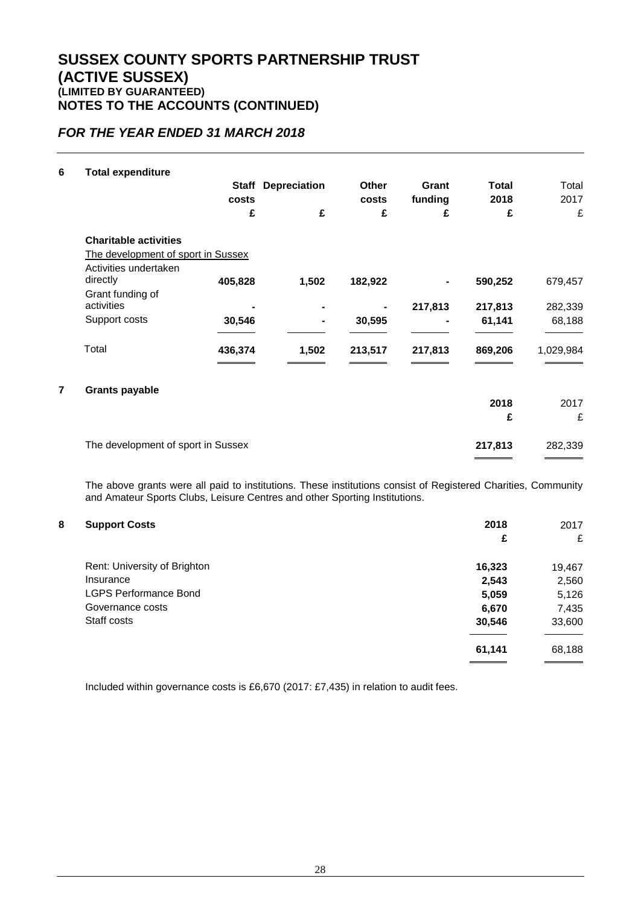# SUSSEX COUNTY SPORTS PARTNERSHIP TRUST
# (ACTIVE SUSSEX)
### (LIMITED BY GUARANTEED)
## NOTES TO THE ACCOUNTS (CONTINUED)

## *FOR THE YEAR ENDED 31 MARCH 2018*

**6 Total expenditure**

| | **Staff costs** | **Depreciation** | **Other costs** | **Grant funding** | **Total 2018** | Total 2017 |
|---|---|---|---|---|---|---|
| | **£** | **£** | **£** | **£** | **£** | £ |
| **Charitable activities** | | | | | | |
| The development of sport in Sussex | | | | | | |
| Activities undertaken directly | **405,828** | **1,502** | **182,922** | **-** | **590,252** | 679,457 |
| Grant funding of activities | **-** | **-** | **-** | **217,813** | **217,813** | 282,339 |
| Support costs | **30,546** | **-** | **30,595** | **-** | **61,141** | 68,188 |
| Total | **436,374** | **1,502** | **213,517** | **217,813** | **869,206** | 1,029,984 |

**7 Grants payable**

| | **2018** | 2017 |
|---|---|---|
| | **£** | £ |
| The development of sport in Sussex | **217,813** | 282,339 |

The above grants were all paid to institutions. These institutions consist of Registered Charities, Community and Amateur Sports Clubs, Leisure Centres and other Sporting Institutions.

**8 Support Costs**

| | **2018** | 2017 |
|---|---|---|
| | **£** | £ |
| Rent: University of Brighton | **16,323** | 19,467 |
| Insurance | **2,543** | 2,560 |
| LGPS Performance Bond | **5,059** | 5,126 |
| Governance costs | **6,670** | 7,435 |
| Staff costs | **30,546** | 33,600 |
| | **61,141** | 68,188 |

Included within governance costs is £6,670 (2017: £7,435) in relation to audit fees.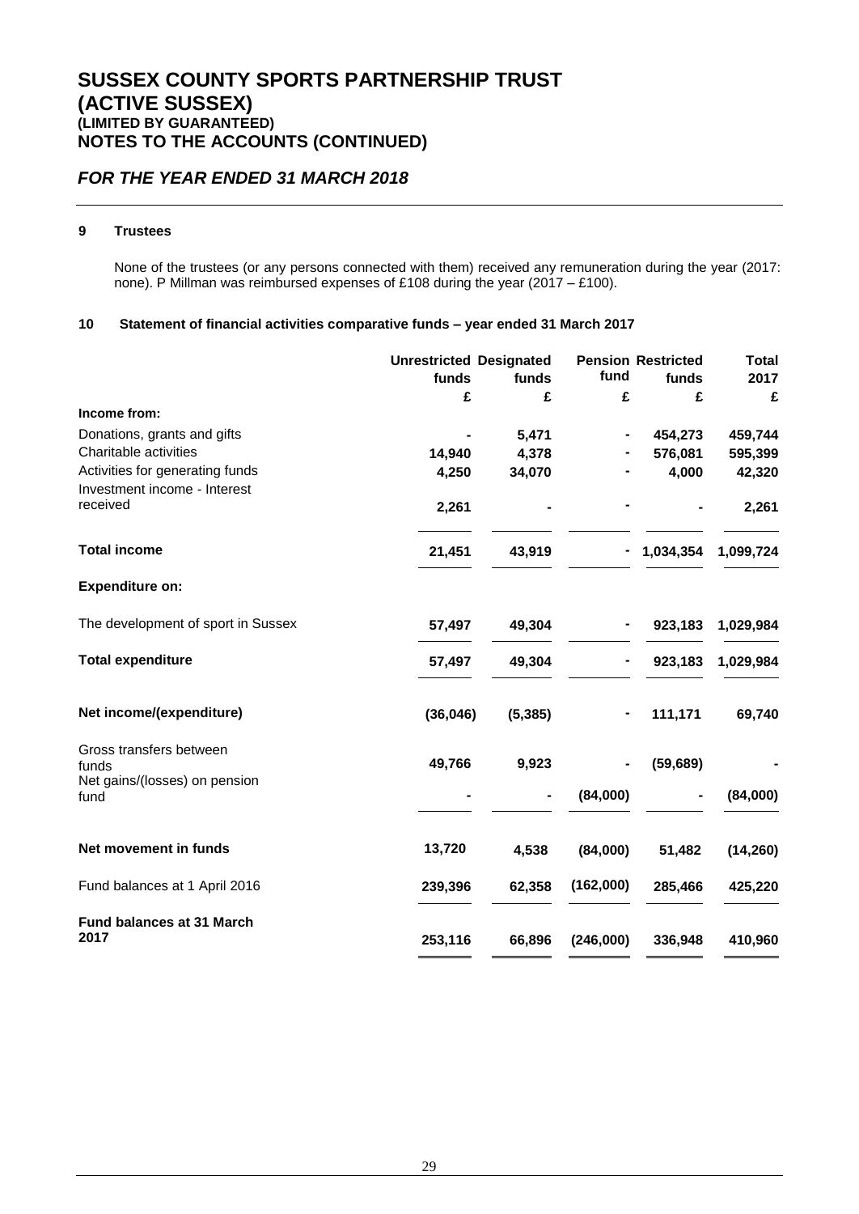# SUSSEX COUNTY SPORTS PARTNERSHIP TRUST (ACTIVE SUSSEX)
### (LIMITED BY GUARANTEED)
## NOTES TO THE ACCOUNTS (CONTINUED)

## *FOR THE YEAR ENDED 31 MARCH 2018*

**9 Trustees**

None of the trustees (or any persons connected with them) received any remuneration during the year (2017: none). P Millman was reimbursed expenses of £108 during the year (2017 – £100).

**10 Statement of financial activities comparative funds – year ended 31 March 2017**

| | Unrestricted funds | Designated funds | Pension fund | Restricted funds | Total 2017 |
|---|---|---|---|---|---|
| | £ | £ | £ | £ | £ |
| **Income from:** | | | | | |
| Donations, grants and gifts | - | 5,471 | - | 454,273 | 459,744 |
| Charitable activities | 14,940 | 4,378 | - | 576,081 | 595,399 |
| Activities for generating funds | 4,250 | 34,070 | - | 4,000 | 42,320 |
| Investment income - Interest received | 2,261 | - | - | - | 2,261 |
| **Total income** | 21,451 | 43,919 | - | 1,034,354 | 1,099,724 |
| **Expenditure on:** | | | | | |
| The development of sport in Sussex | 57,497 | 49,304 | - | 923,183 | 1,029,984 |
| **Total expenditure** | 57,497 | 49,304 | - | 923,183 | 1,029,984 |
| **Net income/(expenditure)** | (36,046) | (5,385) | - | 111,171 | 69,740 |
| Gross transfers between funds | 49,766 | 9,923 | - | (59,689) | - |
| Net gains/(losses) on pension fund | - | - | (84,000) | - | (84,000) |
| **Net movement in funds** | 13,720 | 4,538 | (84,000) | 51,482 | (14,260) |
| Fund balances at 1 April 2016 | 239,396 | 62,358 | (162,000) | 285,466 | 425,220 |
| **Fund balances at 31 March 2017** | 253,116 | 66,896 | (246,000) | 336,948 | 410,960 |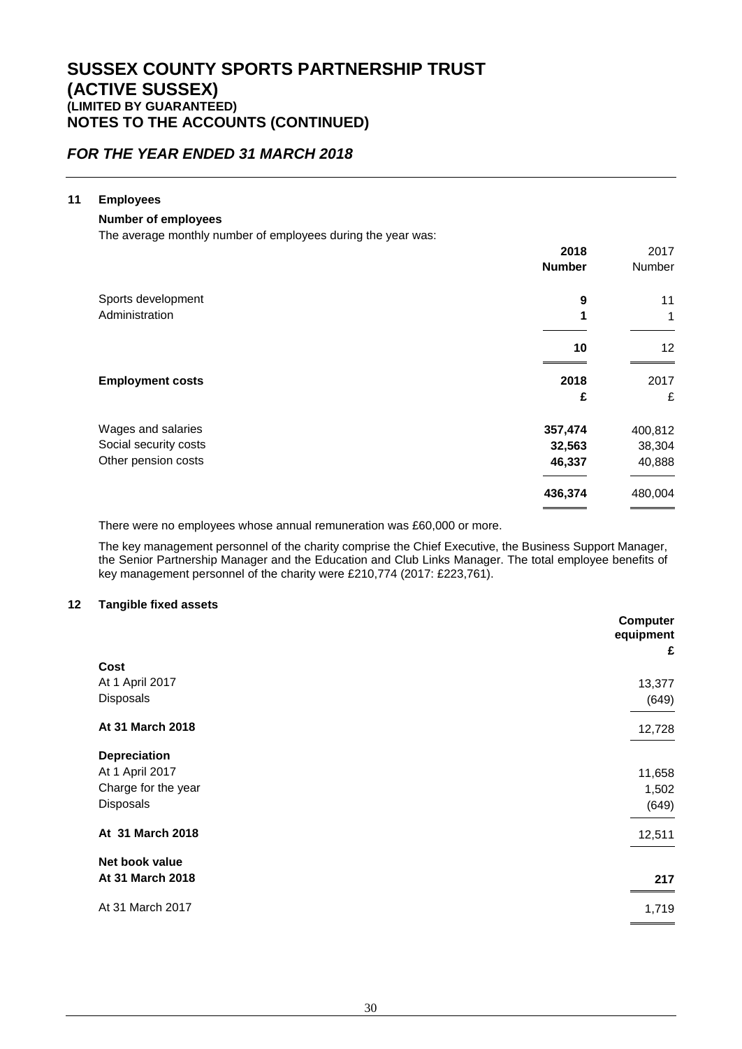# SUSSEX COUNTY SPORTS PARTNERSHIP TRUST (ACTIVE SUSSEX)
### (LIMITED BY GUARANTEED)
## NOTES TO THE ACCOUNTS (CONTINUED)

## *FOR THE YEAR ENDED 31 MARCH 2018*

### 11 Employees

**Number of employees**

The average monthly number of employees during the year was:

| | **2018 Number** | 2017 Number |
|---|---|---|
| Sports development | **9** | 11 |
| Administration | **1** | 1 |
| | **10** | 12 |

| **Employment costs** | **2018 £** | 2017 £ |
|---|---|---|
| Wages and salaries | **357,474** | 400,812 |
| Social security costs | **32,563** | 38,304 |
| Other pension costs | **46,337** | 40,888 |
| | **436,374** | 480,004 |

There were no employees whose annual remuneration was £60,000 or more.

The key management personnel of the charity comprise the Chief Executive, the Business Support Manager, the Senior Partnership Manager and the Education and Club Links Manager. The total employee benefits of key management personnel of the charity were £210,774 (2017: £223,761).

### 12 Tangible fixed assets

| | **Computer equipment £** |
|---|---|
| **Cost** | |
| At 1 April 2017 | 13,377 |
| Disposals | (649) |
| **At 31 March 2018** | 12,728 |
| **Depreciation** | |
| At 1 April 2017 | 11,658 |
| Charge for the year | 1,502 |
| Disposals | (649) |
| **At 31 March 2018** | 12,511 |
| **Net book value** | |
| **At 31 March 2018** | **217** |
| At 31 March 2017 | 1,719 |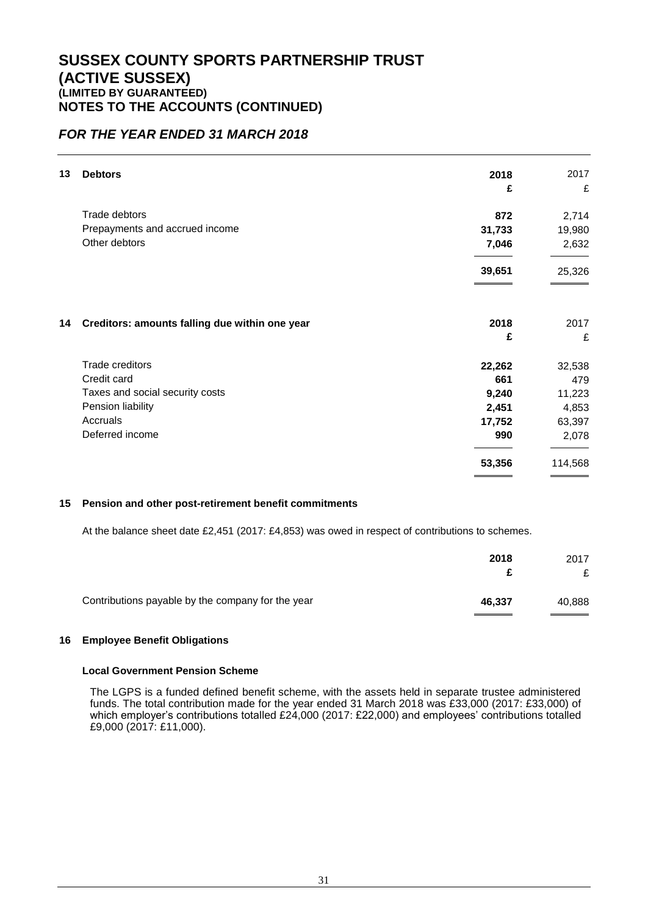# SUSSEX COUNTY SPORTS PARTNERSHIP TRUST (ACTIVE SUSSEX)
### (LIMITED BY GUARANTEED)
## NOTES TO THE ACCOUNTS (CONTINUED)

### *FOR THE YEAR ENDED 31 MARCH 2018*

**13 Debtors**

| | **2018** | 2017 |
|---|---|---|
| | **£** | £ |
| Trade debtors | **872** | 2,714 |
| Prepayments and accrued income | **31,733** | 19,980 |
| Other debtors | **7,046** | 2,632 |
| | **39,651** | 25,326 |

**14 Creditors: amounts falling due within one year**

| | **2018** | 2017 |
|---|---|---|
| | **£** | £ |
| Trade creditors | **22,262** | 32,538 |
| Credit card | **661** | 479 |
| Taxes and social security costs | **9,240** | 11,223 |
| Pension liability | **2,451** | 4,853 |
| Accruals | **17,752** | 63,397 |
| Deferred income | **990** | 2,078 |
| | **53,356** | 114,568 |

**15 Pension and other post-retirement benefit commitments**

At the balance sheet date £2,451 (2017: £4,853) was owed in respect of contributions to schemes.

| | **2018** | 2017 |
|---|---|---|
| | **£** | £ |
| Contributions payable by the company for the year | **46,337** | 40,888 |

**16 Employee Benefit Obligations**

**Local Government Pension Scheme**

The LGPS is a funded defined benefit scheme, with the assets held in separate trustee administered funds. The total contribution made for the year ended 31 March 2018 was £33,000 (2017: £33,000) of which employer's contributions totalled £24,000 (2017: £22,000) and employees' contributions totalled £9,000 (2017: £11,000).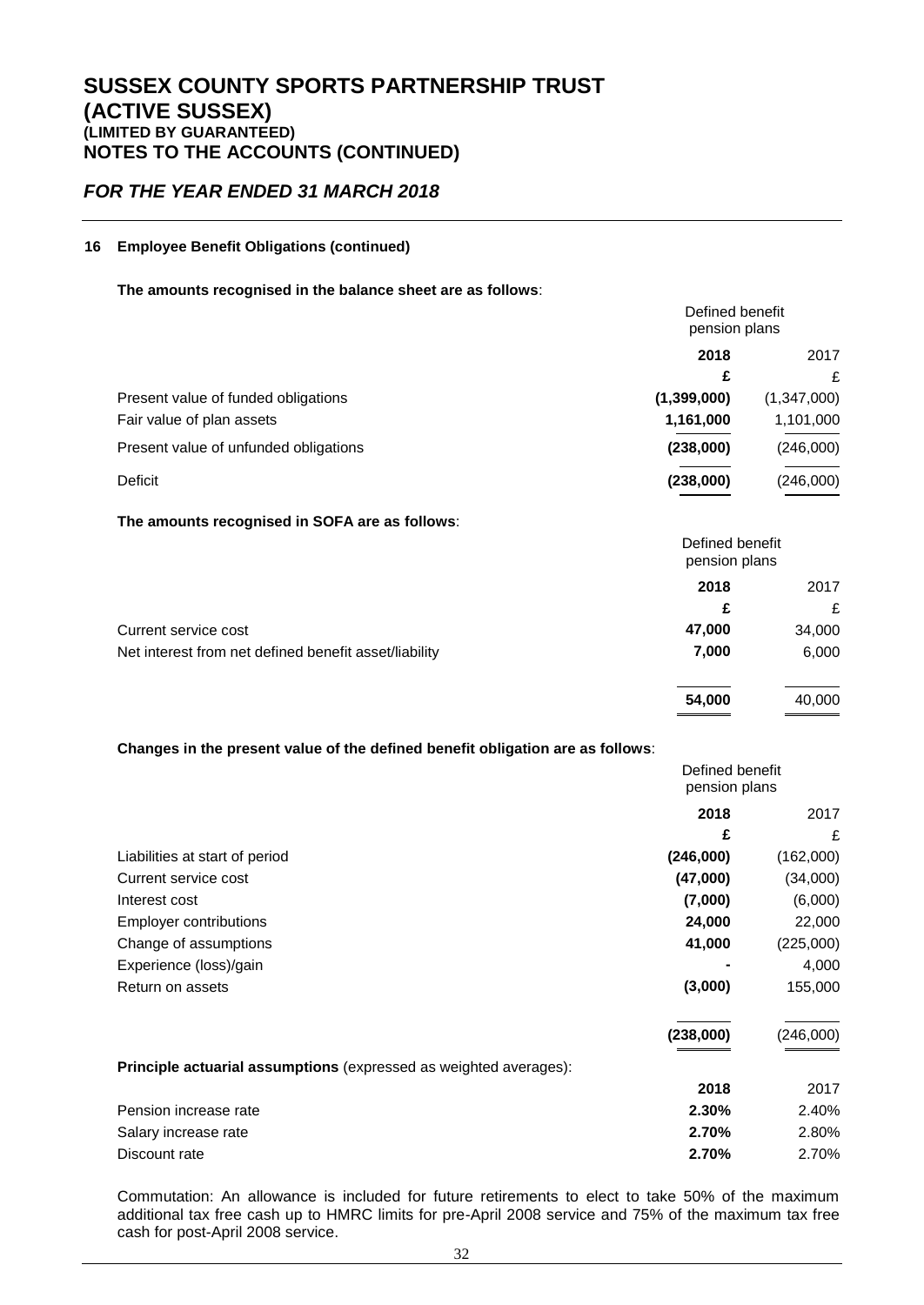# SUSSEX COUNTY SPORTS PARTNERSHIP TRUST (ACTIVE SUSSEX)
### (LIMITED BY GUARANTEED)
## NOTES TO THE ACCOUNTS (CONTINUED)

## *FOR THE YEAR ENDED 31 MARCH 2018*

**16 Employee Benefit Obligations (continued)**

**The amounts recognised in the balance sheet are as follows**:

| | Defined benefit pension plans | |
|---|---|---|
| | **2018** | 2017 |
| | **£** | £ |
| Present value of funded obligations | **(1,399,000)** | (1,347,000) |
| Fair value of plan assets | **1,161,000** | 1,101,000 |
| Present value of unfunded obligations | **(238,000)** | (246,000) |
| Deficit | **(238,000)** | (246,000) |

**The amounts recognised in SOFA are as follows**:

| | Defined benefit pension plans | |
|---|---|---|
| | **2018** | 2017 |
| | **£** | £ |
| Current service cost | **47,000** | 34,000 |
| Net interest from net defined benefit asset/liability | **7,000** | 6,000 |
| | **54,000** | 40,000 |

**Changes in the present value of the defined benefit obligation are as follows**:

| | Defined benefit pension plans | |
|---|---|---|
| | **2018** | 2017 |
| | **£** | £ |
| Liabilities at start of period | **(246,000)** | (162,000) |
| Current service cost | **(47,000)** | (34,000) |
| Interest cost | **(7,000)** | (6,000) |
| Employer contributions | **24,000** | 22,000 |
| Change of assumptions | **41,000** | (225,000) |
| Experience (loss)/gain | **-** | 4,000 |
| Return on assets | **(3,000)** | 155,000 |
| | **(238,000)** | (246,000) |

**Principle actuarial assumptions** (expressed as weighted averages):

| | **2018** | 2017 |
|---|---|---|
| Pension increase rate | **2.30%** | 2.40% |
| Salary increase rate | **2.70%** | 2.80% |
| Discount rate | **2.70%** | 2.70% |

Commutation: An allowance is included for future retirements to elect to take 50% of the maximum additional tax free cash up to HMRC limits for pre-April 2008 service and 75% of the maximum tax free cash for post-April 2008 service.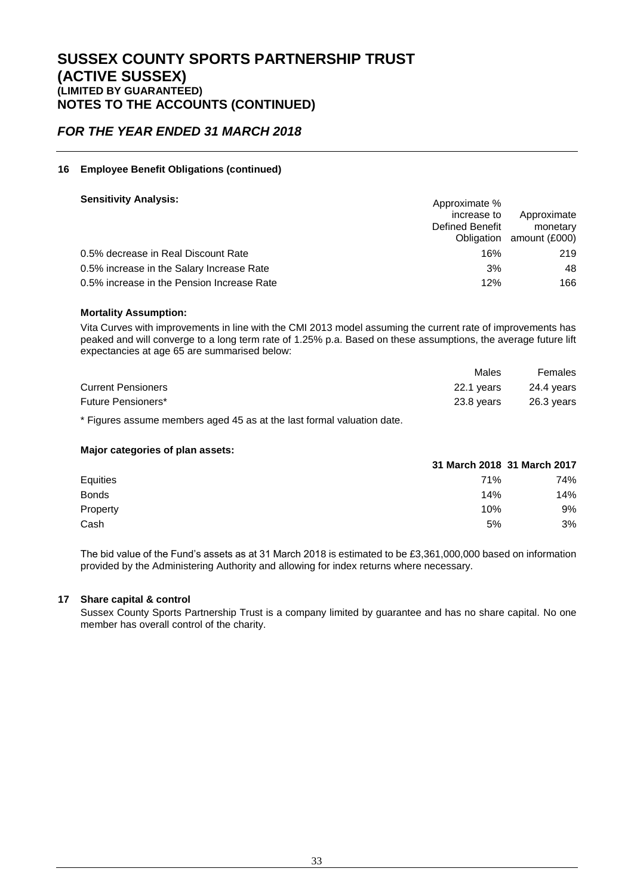# SUSSEX COUNTY SPORTS PARTNERSHIP TRUST (ACTIVE SUSSEX)
### (LIMITED BY GUARANTEED)
## NOTES TO THE ACCOUNTS (CONTINUED)

## *FOR THE YEAR ENDED 31 MARCH 2018*

### 16 Employee Benefit Obligations (continued)

**Sensitivity Analysis:**

| | Approximate % increase to Defined Benefit Obligation | Approximate monetary amount (£000) |
|---|---|---|
| 0.5% decrease in Real Discount Rate | 16% | 219 |
| 0.5% increase in the Salary Increase Rate | 3% | 48 |
| 0.5% increase in the Pension Increase Rate | 12% | 166 |

**Mortality Assumption:**

Vita Curves with improvements in line with the CMI 2013 model assuming the current rate of improvements has peaked and will converge to a long term rate of 1.25% p.a. Based on these assumptions, the average future lift expectancies at age 65 are summarised below:

| | Males | Females |
|---|---|---|
| Current Pensioners | 22.1 years | 24.4 years |
| Future Pensioners* | 23.8 years | 26.3 years |

\* Figures assume members aged 45 as at the last formal valuation date.

**Major categories of plan assets:**

| | 31 March 2018 | 31 March 2017 |
|---|---|---|
| Equities | 71% | 74% |
| Bonds | 14% | 14% |
| Property | 10% | 9% |
| Cash | 5% | 3% |

The bid value of the Fund's assets as at 31 March 2018 is estimated to be £3,361,000,000 based on information provided by the Administering Authority and allowing for index returns where necessary.

### 17 Share capital & control

Sussex County Sports Partnership Trust is a company limited by guarantee and has no share capital. No one member has overall control of the charity.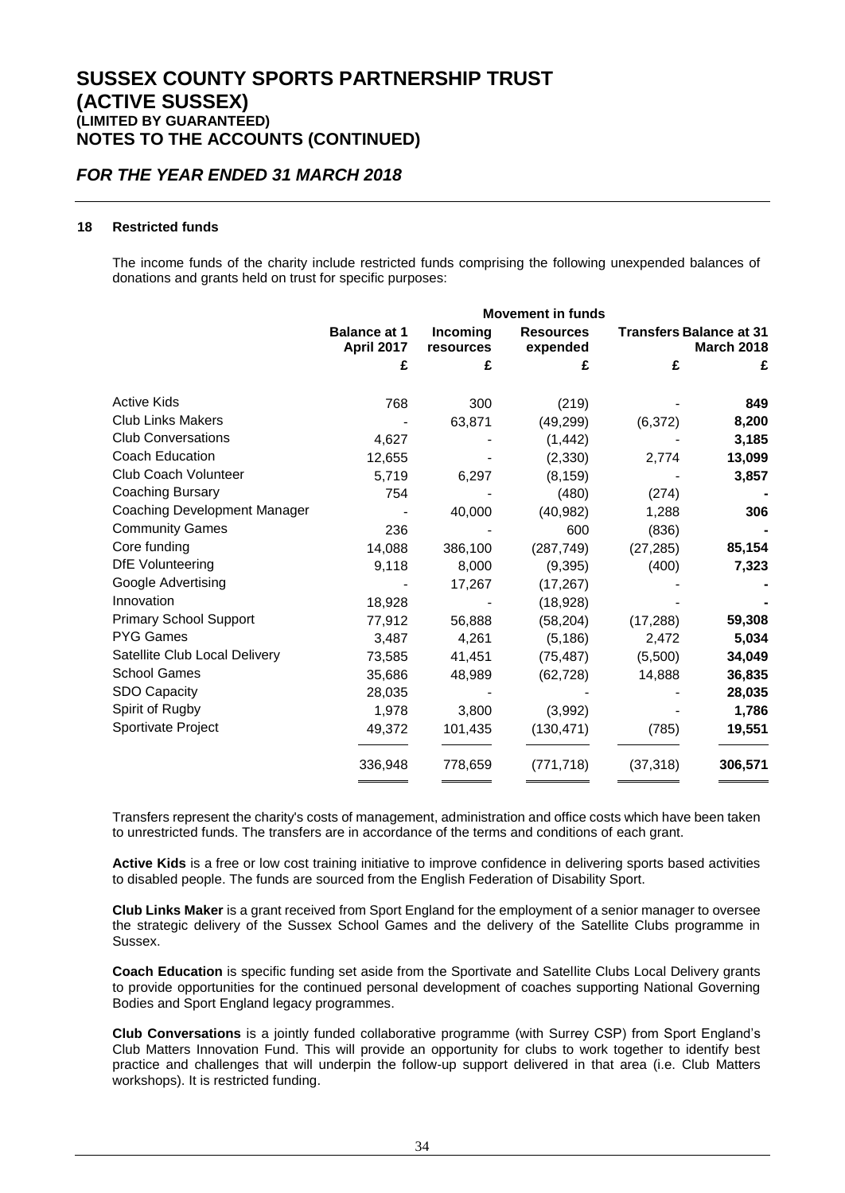# SUSSEX COUNTY SPORTS PARTNERSHIP TRUST (ACTIVE SUSSEX)
### (LIMITED BY GUARANTEED)
## NOTES TO THE ACCOUNTS (CONTINUED)

## *FOR THE YEAR ENDED 31 MARCH 2018*

### 18 Restricted funds

The income funds of the charity include restricted funds comprising the following unexpended balances of donations and grants held on trust for specific purposes:

| | | Movement in funds | | | |
|---|---|---|---|---|---|
| | **Balance at 1 April 2017** | **Incoming resources** | **Resources expended** | **Transfers** | **Balance at 31 March 2018** |
| | **£** | **£** | **£** | **£** | **£** |
| Active Kids | 768 | 300 | (219) | - | **849** |
| Club Links Makers | - | 63,871 | (49,299) | (6,372) | **8,200** |
| Club Conversations | 4,627 | - | (1,442) | - | **3,185** |
| Coach Education | 12,655 | - | (2,330) | 2,774 | **13,099** |
| Club Coach Volunteer | 5,719 | 6,297 | (8,159) | - | **3,857** |
| Coaching Bursary | 754 | - | (480) | (274) | **-** |
| Coaching Development Manager | - | 40,000 | (40,982) | 1,288 | **306** |
| Community Games | 236 | - | 600 | (836) | **-** |
| Core funding | 14,088 | 386,100 | (287,749) | (27,285) | **85,154** |
| DfE Volunteering | 9,118 | 8,000 | (9,395) | (400) | **7,323** |
| Google Advertising | - | 17,267 | (17,267) | - | **-** |
| Innovation | 18,928 | - | (18,928) | - | **-** |
| Primary School Support | 77,912 | 56,888 | (58,204) | (17,288) | **59,308** |
| PYG Games | 3,487 | 4,261 | (5,186) | 2,472 | **5,034** |
| Satellite Club Local Delivery | 73,585 | 41,451 | (75,487) | (5,500) | **34,049** |
| School Games | 35,686 | 48,989 | (62,728) | 14,888 | **36,835** |
| SDO Capacity | 28,035 | - | - | - | **28,035** |
| Spirit of Rugby | 1,978 | 3,800 | (3,992) | - | **1,786** |
| Sportivate Project | 49,372 | 101,435 | (130,471) | (785) | **19,551** |
| | 336,948 | 778,659 | (771,718) | (37,318) | **306,571** |

Transfers represent the charity's costs of management, administration and office costs which have been taken to unrestricted funds. The transfers are in accordance of the terms and conditions of each grant.

**Active Kids** is a free or low cost training initiative to improve confidence in delivering sports based activities to disabled people. The funds are sourced from the English Federation of Disability Sport.

**Club Links Maker** is a grant received from Sport England for the employment of a senior manager to oversee the strategic delivery of the Sussex School Games and the delivery of the Satellite Clubs programme in Sussex.

**Coach Education** is specific funding set aside from the Sportivate and Satellite Clubs Local Delivery grants to provide opportunities for the continued personal development of coaches supporting National Governing Bodies and Sport England legacy programmes.

**Club Conversations** is a jointly funded collaborative programme (with Surrey CSP) from Sport England's Club Matters Innovation Fund. This will provide an opportunity for clubs to work together to identify best practice and challenges that will underpin the follow-up support delivered in that area (i.e. Club Matters workshops). It is restricted funding.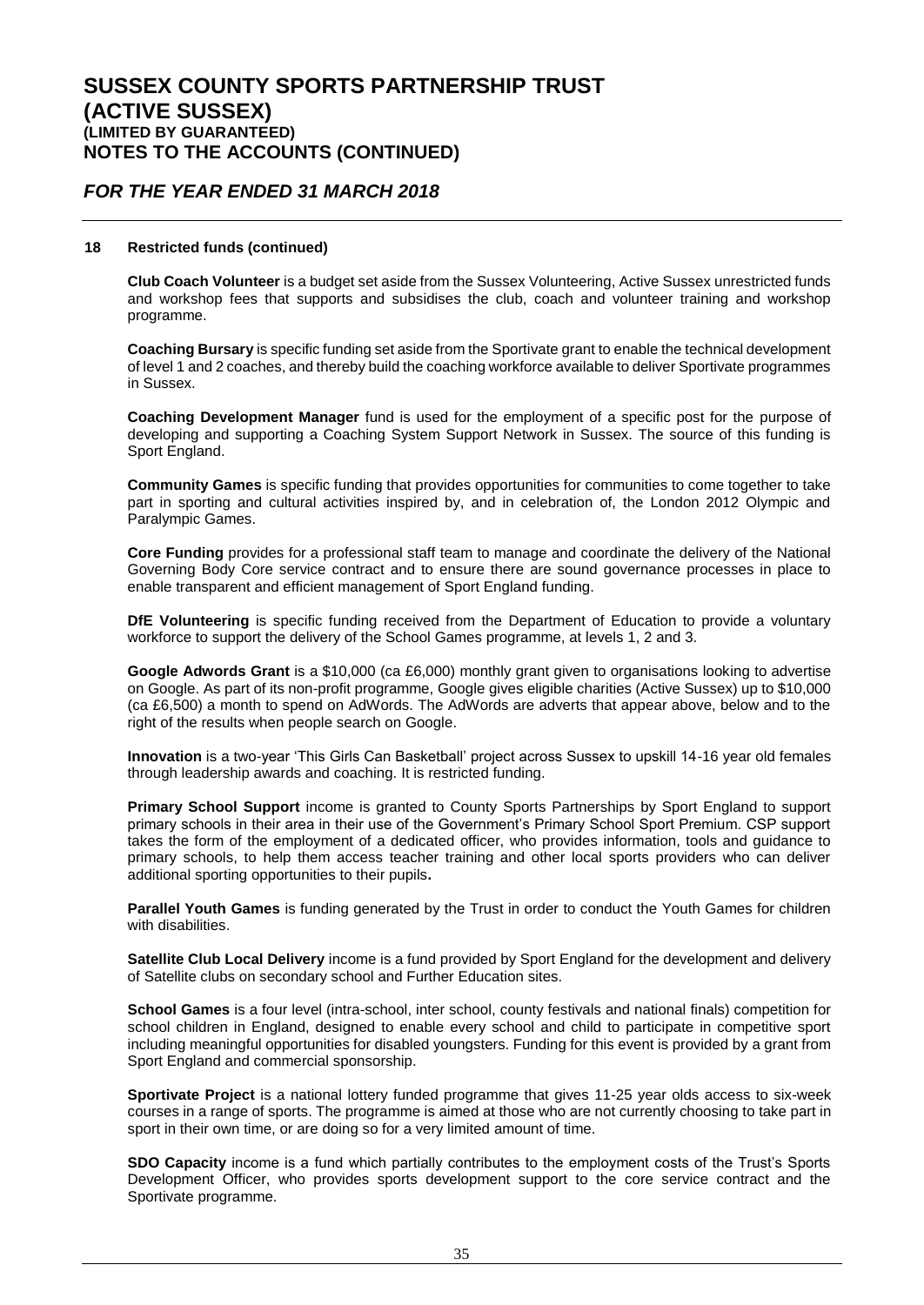# SUSSEX COUNTY SPORTS PARTNERSHIP TRUST (ACTIVE SUSSEX)

### (LIMITED BY GUARANTEED)

## NOTES TO THE ACCOUNTS (CONTINUED)

## *FOR THE YEAR ENDED 31 MARCH 2018*

### 18 Restricted funds (continued)

**Club Coach Volunteer** is a budget set aside from the Sussex Volunteering, Active Sussex unrestricted funds and workshop fees that supports and subsidises the club, coach and volunteer training and workshop programme.

**Coaching Bursary** is specific funding set aside from the Sportivate grant to enable the technical development of level 1 and 2 coaches, and thereby build the coaching workforce available to deliver Sportivate programmes in Sussex.

**Coaching Development Manager** fund is used for the employment of a specific post for the purpose of developing and supporting a Coaching System Support Network in Sussex. The source of this funding is Sport England.

**Community Games** is specific funding that provides opportunities for communities to come together to take part in sporting and cultural activities inspired by, and in celebration of, the London 2012 Olympic and Paralympic Games.

**Core Funding** provides for a professional staff team to manage and coordinate the delivery of the National Governing Body Core service contract and to ensure there are sound governance processes in place to enable transparent and efficient management of Sport England funding.

**DfE Volunteering** is specific funding received from the Department of Education to provide a voluntary workforce to support the delivery of the School Games programme, at levels 1, 2 and 3.

**Google Adwords Grant** is a $10,000 (ca £6,000) monthly grant given to organisations looking to advertise on Google. As part of its non-profit programme, Google gives eligible charities (Active Sussex) up to $10,000 (ca £6,500) a month to spend on AdWords. The AdWords are adverts that appear above, below and to the right of the results when people search on Google.

**Innovation** is a two-year 'This Girls Can Basketball' project across Sussex to upskill 14-16 year old females through leadership awards and coaching. It is restricted funding.

**Primary School Support** income is granted to County Sports Partnerships by Sport England to support primary schools in their area in their use of the Government's Primary School Sport Premium. CSP support takes the form of the employment of a dedicated officer, who provides information, tools and guidance to primary schools, to help them access teacher training and other local sports providers who can deliver additional sporting opportunities to their pupils**.**

**Parallel Youth Games** is funding generated by the Trust in order to conduct the Youth Games for children with disabilities.

**Satellite Club Local Delivery** income is a fund provided by Sport England for the development and delivery of Satellite clubs on secondary school and Further Education sites.

**School Games** is a four level (intra-school, inter school, county festivals and national finals) competition for school children in England, designed to enable every school and child to participate in competitive sport including meaningful opportunities for disabled youngsters. Funding for this event is provided by a grant from Sport England and commercial sponsorship.

**Sportivate Project** is a national lottery funded programme that gives 11-25 year olds access to six-week courses in a range of sports. The programme is aimed at those who are not currently choosing to take part in sport in their own time, or are doing so for a very limited amount of time.

**SDO Capacity** income is a fund which partially contributes to the employment costs of the Trust's Sports Development Officer, who provides sports development support to the core service contract and the Sportivate programme.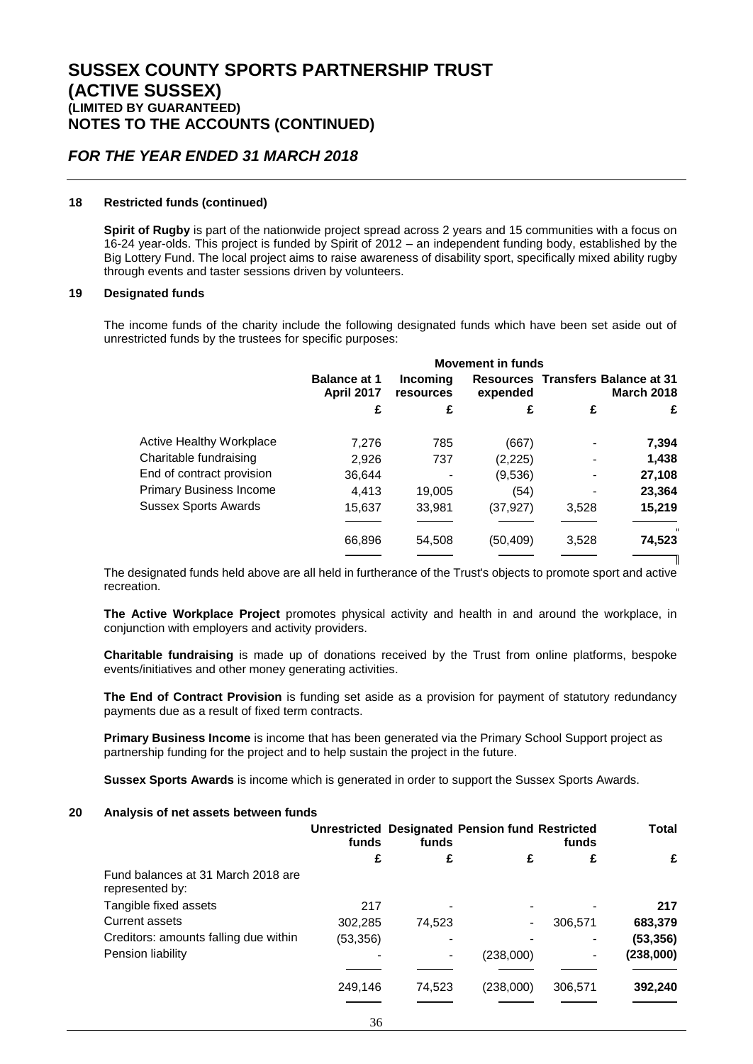# SUSSEX COUNTY SPORTS PARTNERSHIP TRUST (ACTIVE SUSSEX)

### (LIMITED BY GUARANTEED)

## NOTES TO THE ACCOUNTS (CONTINUED)

## *FOR THE YEAR ENDED 31 MARCH 2018*

### 18 Restricted funds (continued)

**Spirit of Rugby** is part of the nationwide project spread across 2 years and 15 communities with a focus on 16-24 year-olds. This project is funded by Spirit of 2012 – an independent funding body, established by the Big Lottery Fund. The local project aims to raise awareness of disability sport, specifically mixed ability rugby through events and taster sessions driven by volunteers.

### 19 Designated funds

The income funds of the charity include the following designated funds which have been set aside out of unrestricted funds by the trustees for specific purposes:

| | | Movement in funds | | | |
|---|---|---|---|---|---|
| | Balance at 1 April 2017 | Incoming resources | Resources expended | Transfers | Balance at 31 March 2018 |
| | £ | £ | £ | £ | £ |
| Active Healthy Workplace | 7,276 | 785 | (667) | - | **7,394** |
| Charitable fundraising | 2,926 | 737 | (2,225) | - | **1,438** |
| End of contract provision | 36,644 | - | (9,536) | - | **27,108** |
| Primary Business Income | 4,413 | 19,005 | (54) | - | **23,364** |
| Sussex Sports Awards | 15,637 | 33,981 | (37,927) | 3,528 | **15,219** |
| | 66,896 | 54,508 | (50,409) | 3,528 | **74,523** |

The designated funds held above are all held in furtherance of the Trust's objects to promote sport and active recreation.

**The Active Workplace Project** promotes physical activity and health in and around the workplace, in conjunction with employers and activity providers.

**Charitable fundraising** is made up of donations received by the Trust from online platforms, bespoke events/initiatives and other money generating activities.

**The End of Contract Provision** is funding set aside as a provision for payment of statutory redundancy payments due as a result of fixed term contracts.

**Primary Business Income** is income that has been generated via the Primary School Support project as partnership funding for the project and to help sustain the project in the future.

**Sussex Sports Awards** is income which is generated in order to support the Sussex Sports Awards.

### 20 Analysis of net assets between funds

| | Unrestricted funds | Designated funds | Pension fund | Restricted funds | Total |
|---|---|---|---|---|---|
| | £ | £ | £ | £ | £ |
| Fund balances at 31 March 2018 are represented by: | | | | | |
| Tangible fixed assets | 217 | - | - | - | **217** |
| Current assets | 302,285 | 74,523 | - | 306,571 | **683,379** |
| Creditors: amounts falling due within | (53,356) | - | - | - | **(53,356)** |
| Pension liability | - | - | (238,000) | - | **(238,000)** |
| | 249,146 | 74,523 | (238,000) | 306,571 | **392,240** |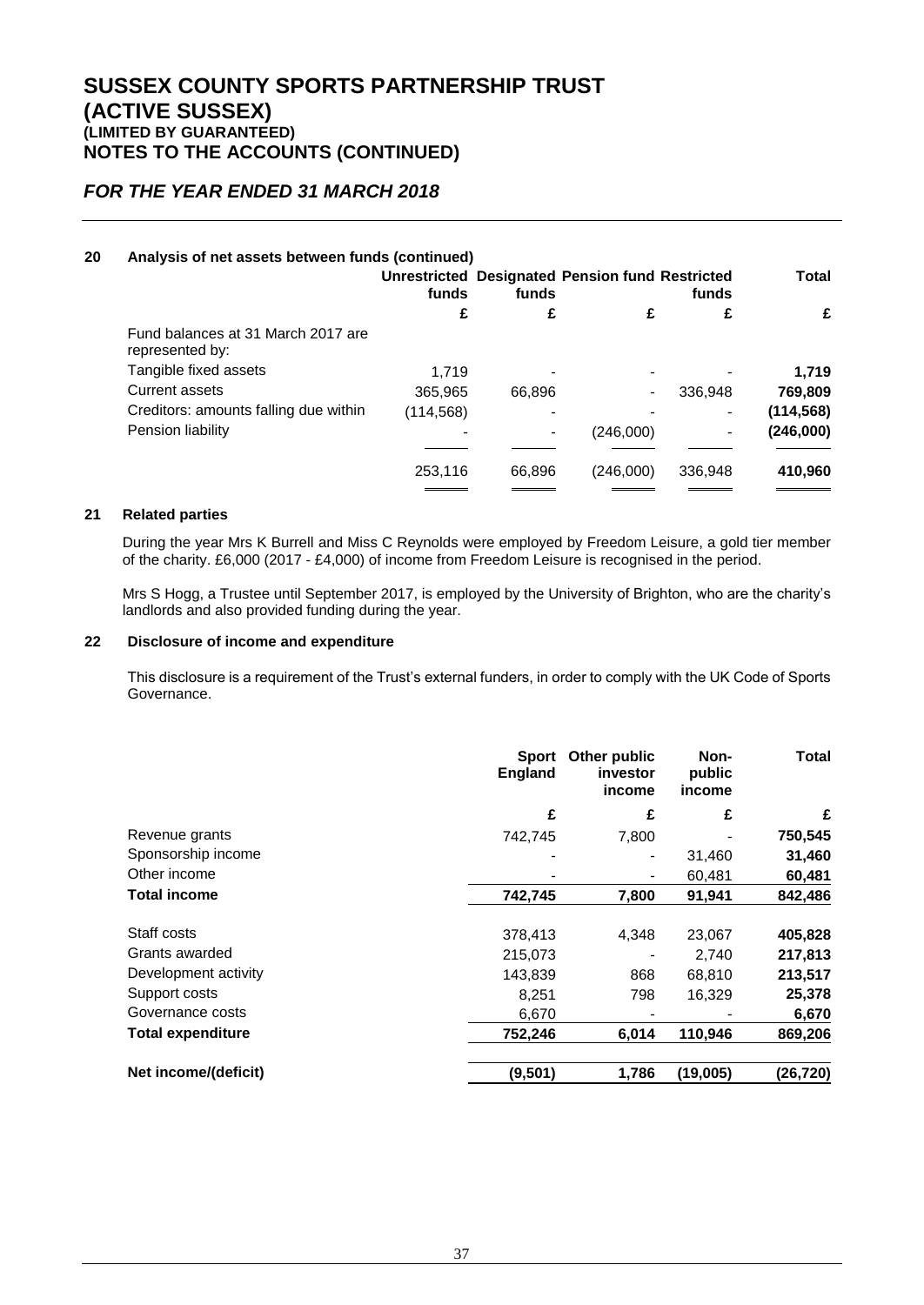# SUSSEX COUNTY SPORTS PARTNERSHIP TRUST (ACTIVE SUSSEX)
### (LIMITED BY GUARANTEED)
## NOTES TO THE ACCOUNTS (CONTINUED)

## *FOR THE YEAR ENDED 31 MARCH 2018*

### 20 Analysis of net assets between funds (continued)

| | Unrestricted funds | Designated funds | Pension fund | Restricted funds | Total |
|---|---|---|---|---|---|
| | £ | £ | £ | £ | £ |
| Fund balances at 31 March 2017 are represented by: | | | | | |
| Tangible fixed assets | 1,719 | - | - | - | **1,719** |
| Current assets | 365,965 | 66,896 | - | 336,948 | **769,809** |
| Creditors: amounts falling due within | (114,568) | - | - | - | **(114,568)** |
| Pension liability | - | - | (246,000) | - | **(246,000)** |
| | 253,116 | 66,896 | (246,000) | 336,948 | **410,960** |

### 21 Related parties

During the year Mrs K Burrell and Miss C Reynolds were employed by Freedom Leisure, a gold tier member of the charity. £6,000 (2017 - £4,000) of income from Freedom Leisure is recognised in the period.

Mrs S Hogg, a Trustee until September 2017, is employed by the University of Brighton, who are the charity's landlords and also provided funding during the year.

### 22 Disclosure of income and expenditure

This disclosure is a requirement of the Trust's external funders, in order to comply with the UK Code of Sports Governance.

| | Sport England | Other public investor income | Non-public income | Total |
|---|---|---|---|---|
| | £ | £ | £ | £ |
| Revenue grants | 742,745 | 7,800 | - | **750,545** |
| Sponsorship income | - | - | 31,460 | **31,460** |
| Other income | - | - | 60,481 | **60,481** |
| **Total income** | **742,745** | **7,800** | **91,941** | **842,486** |
| Staff costs | 378,413 | 4,348 | 23,067 | **405,828** |
| Grants awarded | 215,073 | - | 2,740 | **217,813** |
| Development activity | 143,839 | 868 | 68,810 | **213,517** |
| Support costs | 8,251 | 798 | 16,329 | **25,378** |
| Governance costs | 6,670 | - | - | **6,670** |
| **Total expenditure** | **752,246** | **6,014** | **110,946** | **869,206** |
| **Net income/(deficit)** | **(9,501)** | **1,786** | **(19,005)** | **(26,720)** |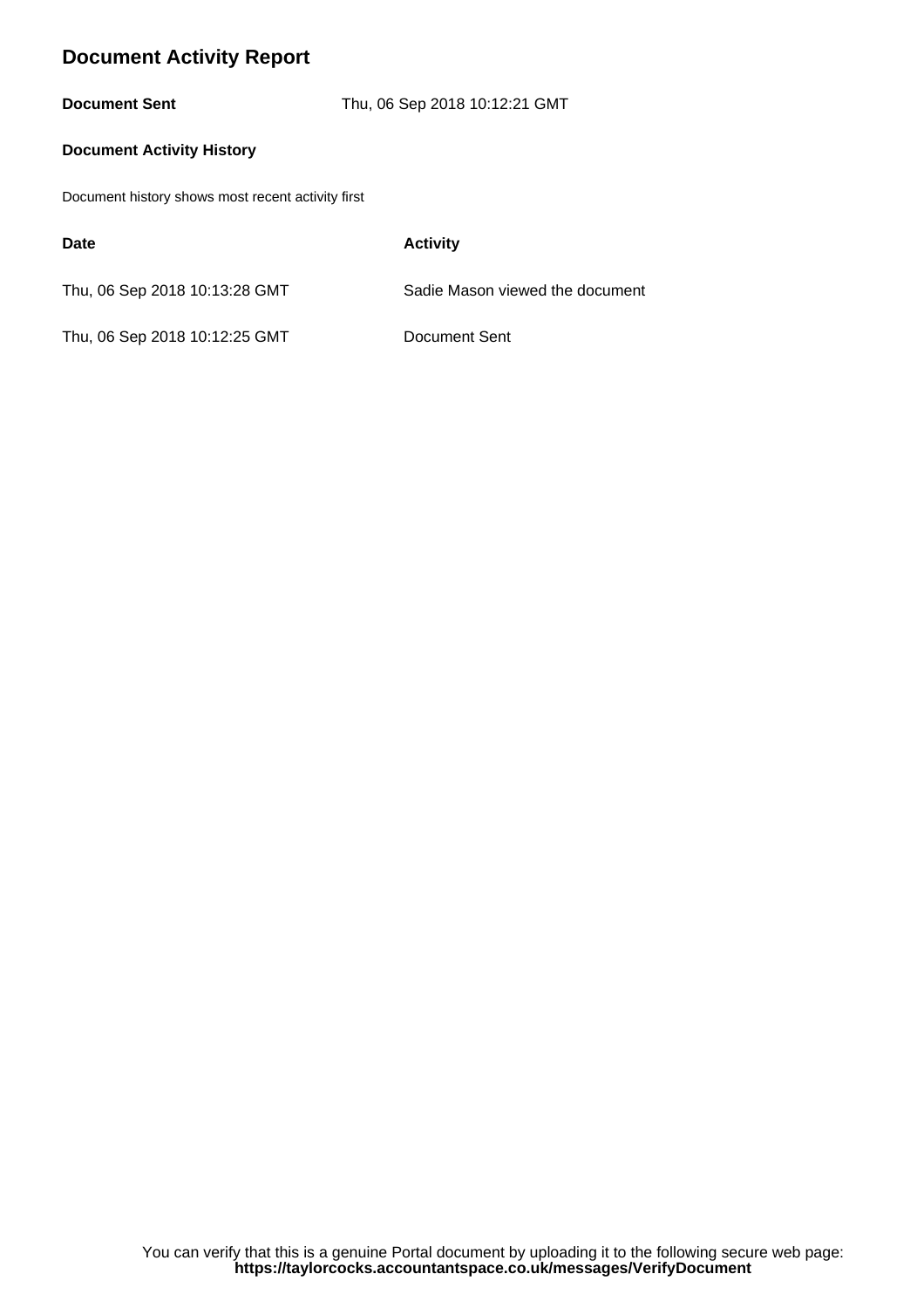# Document Activity Report

**Document Sent** Thu, 06 Sep 2018 10:12:21 GMT

**Document Activity History**

Document history shows most recent activity first

| Date | Activity |
|---|---|
| Thu, 06 Sep 2018 10:13:28 GMT | Sadie Mason viewed the document |
| Thu, 06 Sep 2018 10:12:25 GMT | Document Sent |

You can verify that this is a genuine Portal document by uploading it to the following secure web page:
**https://taylorcocks.accountantspace.co.uk/messages/VerifyDocument**